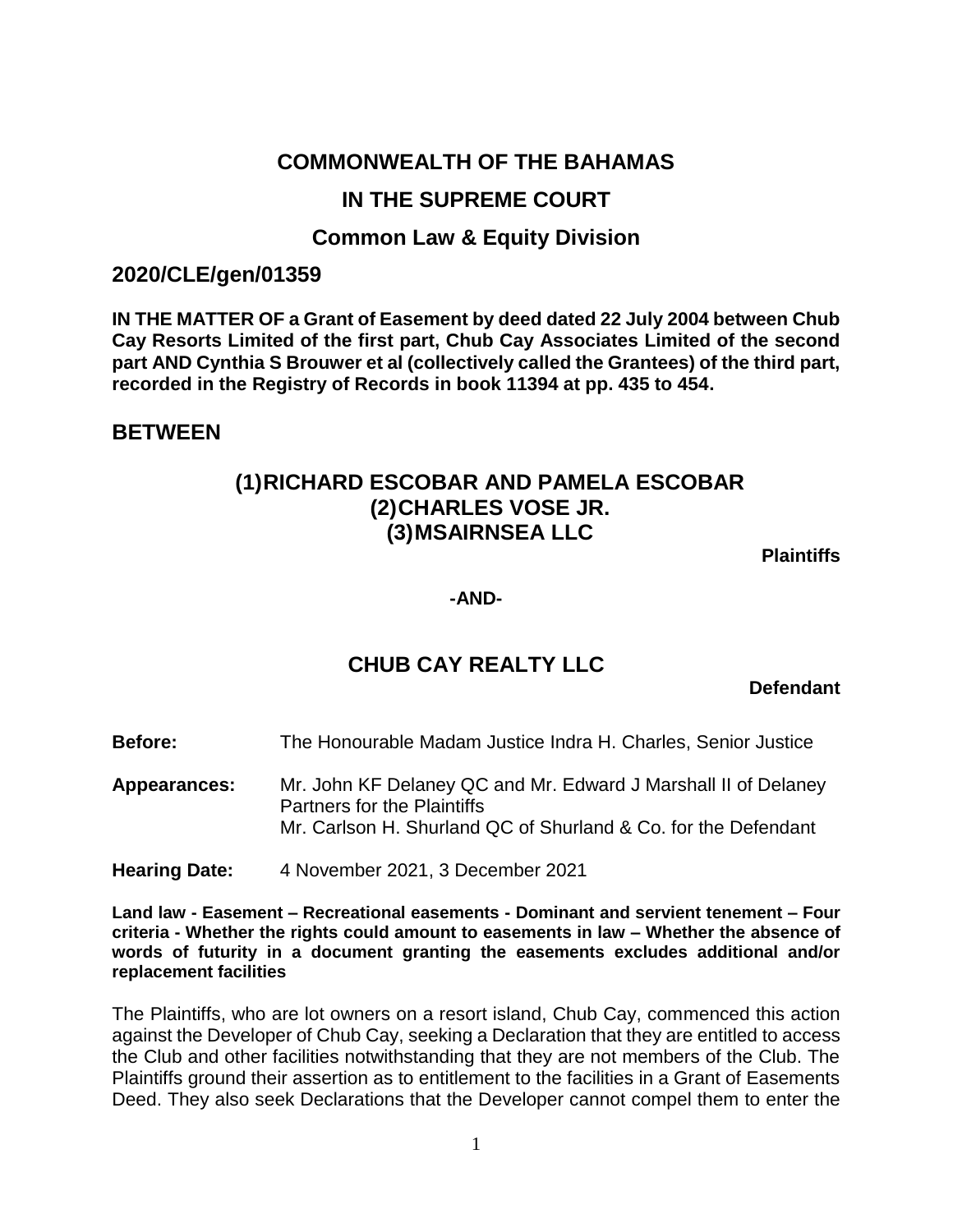# COMMONWEALTH OF THE BAHAMAS

## IN THE SUPREME COURT

### Common Law & Equity Division

## 2020/CLE/gen/01359

**IN THE MATTER OF a Grant of Easement by deed dated 22 July 2004 between Chub Cay Resorts Limited of the first part, Chub Cay Associates Limited of the second part AND Cynthia S Brouwer et al (collectively called the Grantees) of the third part, recorded in the Registry of Records in book 11394 at pp. 435 to 454.**

## BETWEEN

**(1) RICHARD ESCOBAR AND PAMELA ESCOBAR**
**(2) CHARLES VOSE JR.**
**(3) MSAIRNSEA LLC**

**Plaintiffs**

**-AND-**

**CHUB CAY REALTY LLC**

**Defendant**

**Before:** The Honourable Madam Justice Indra H. Charles, Senior Justice

**Appearances:** Mr. John KF Delaney QC and Mr. Edward J Marshall II of Delaney Partners for the Plaintiffs
Mr. Carlson H. Shurland QC of Shurland & Co. for the Defendant

**Hearing Date:** 4 November 2021, 3 December 2021

**Land law - Easement – Recreational easements - Dominant and servient tenement – Four criteria - Whether the rights could amount to easements in law – Whether the absence of words of futurity in a document granting the easements excludes additional and/or replacement facilities**

The Plaintiffs, who are lot owners on a resort island, Chub Cay, commenced this action against the Developer of Chub Cay, seeking a Declaration that they are entitled to access the Club and other facilities notwithstanding that they are not members of the Club. The Plaintiffs ground their assertion as to entitlement to the facilities in a Grant of Easements Deed. They also seek Declarations that the Developer cannot compel them to enter the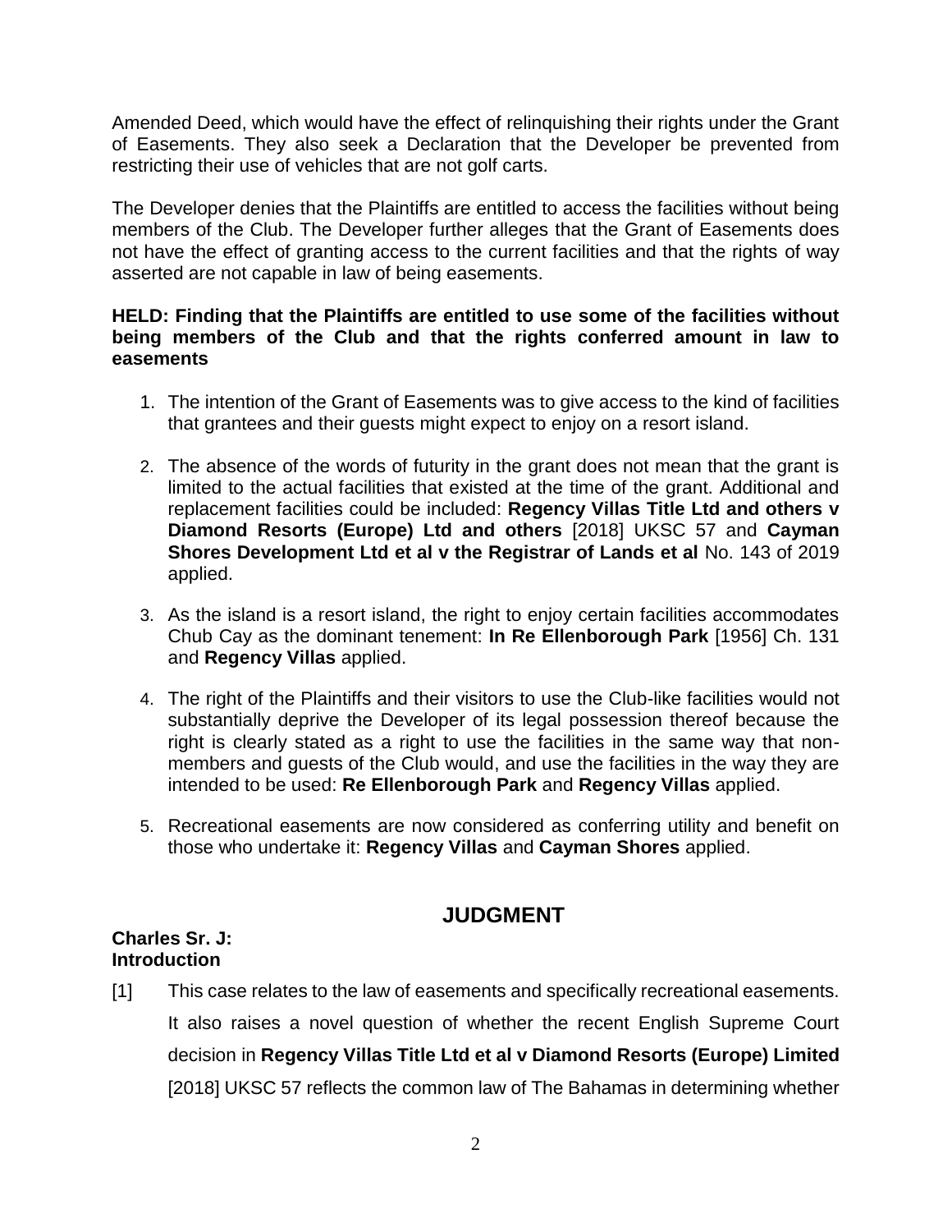Amended Deed, which would have the effect of relinquishing their rights under the Grant of Easements. They also seek a Declaration that the Developer be prevented from restricting their use of vehicles that are not golf carts.

The Developer denies that the Plaintiffs are entitled to access the facilities without being members of the Club. The Developer further alleges that the Grant of Easements does not have the effect of granting access to the current facilities and that the rights of way asserted are not capable in law of being easements.

**HELD: Finding that the Plaintiffs are entitled to use some of the facilities without being members of the Club and that the rights conferred amount in law to easements**

1. The intention of the Grant of Easements was to give access to the kind of facilities that grantees and their guests might expect to enjoy on a resort island.

2. The absence of the words of futurity in the grant does not mean that the grant is limited to the actual facilities that existed at the time of the grant. Additional and replacement facilities could be included: **Regency Villas Title Ltd and others v Diamond Resorts (Europe) Ltd and others** [2018] UKSC 57 and **Cayman Shores Development Ltd et al v the Registrar of Lands et al** No. 143 of 2019 applied.

3. As the island is a resort island, the right to enjoy certain facilities accommodates Chub Cay as the dominant tenement: **In Re Ellenborough Park** [1956] Ch. 131 and **Regency Villas** applied.

4. The right of the Plaintiffs and their visitors to use the Club-like facilities would not substantially deprive the Developer of its legal possession thereof because the right is clearly stated as a right to use the facilities in the same way that non-members and guests of the Club would, and use the facilities in the way they are intended to be used: **Re Ellenborough Park** and **Regency Villas** applied.

5. Recreational easements are now considered as conferring utility and benefit on those who undertake it: **Regency Villas** and **Cayman Shores** applied.

## JUDGMENT

**Charles Sr. J:**
**Introduction**

[1] This case relates to the law of easements and specifically recreational easements. It also raises a novel question of whether the recent English Supreme Court decision in **Regency Villas Title Ltd et al v Diamond Resorts (Europe) Limited** [2018] UKSC 57 reflects the common law of The Bahamas in determining whether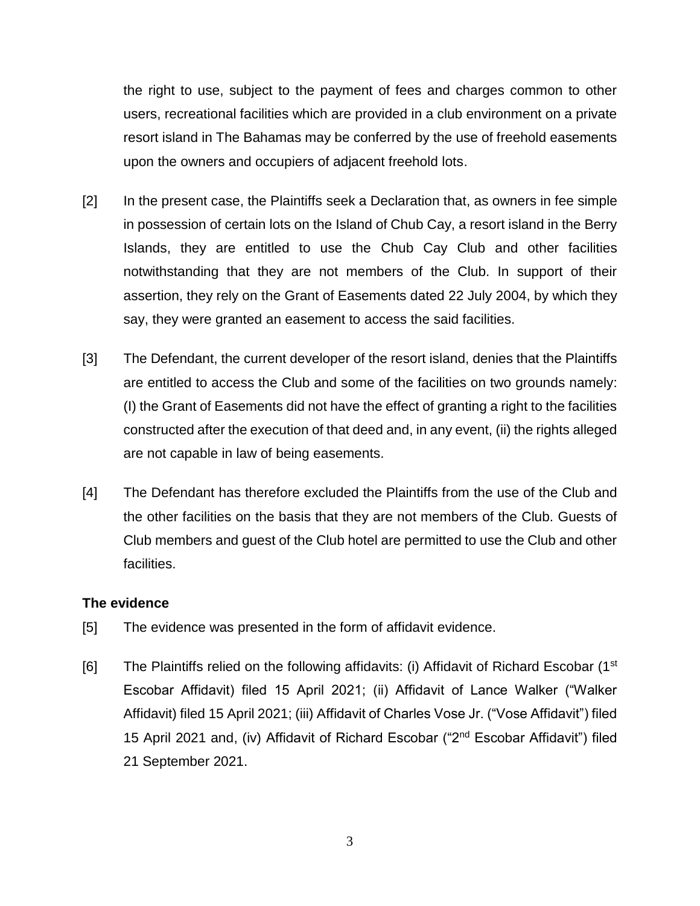the right to use, subject to the payment of fees and charges common to other users, recreational facilities which are provided in a club environment on a private resort island in The Bahamas may be conferred by the use of freehold easements upon the owners and occupiers of adjacent freehold lots.

[2] In the present case, the Plaintiffs seek a Declaration that, as owners in fee simple in possession of certain lots on the Island of Chub Cay, a resort island in the Berry Islands, they are entitled to use the Chub Cay Club and other facilities notwithstanding that they are not members of the Club. In support of their assertion, they rely on the Grant of Easements dated 22 July 2004, by which they say, they were granted an easement to access the said facilities.

[3] The Defendant, the current developer of the resort island, denies that the Plaintiffs are entitled to access the Club and some of the facilities on two grounds namely: (I) the Grant of Easements did not have the effect of granting a right to the facilities constructed after the execution of that deed and, in any event, (ii) the rights alleged are not capable in law of being easements.

[4] The Defendant has therefore excluded the Plaintiffs from the use of the Club and the other facilities on the basis that they are not members of the Club. Guests of Club members and guest of the Club hotel are permitted to use the Club and other facilities.

**The evidence**

[5] The evidence was presented in the form of affidavit evidence.

[6] The Plaintiffs relied on the following affidavits: (i) Affidavit of Richard Escobar (1st Escobar Affidavit) filed 15 April 2021; (ii) Affidavit of Lance Walker ("Walker Affidavit) filed 15 April 2021; (iii) Affidavit of Charles Vose Jr. ("Vose Affidavit") filed 15 April 2021 and, (iv) Affidavit of Richard Escobar ("2nd Escobar Affidavit") filed 21 September 2021.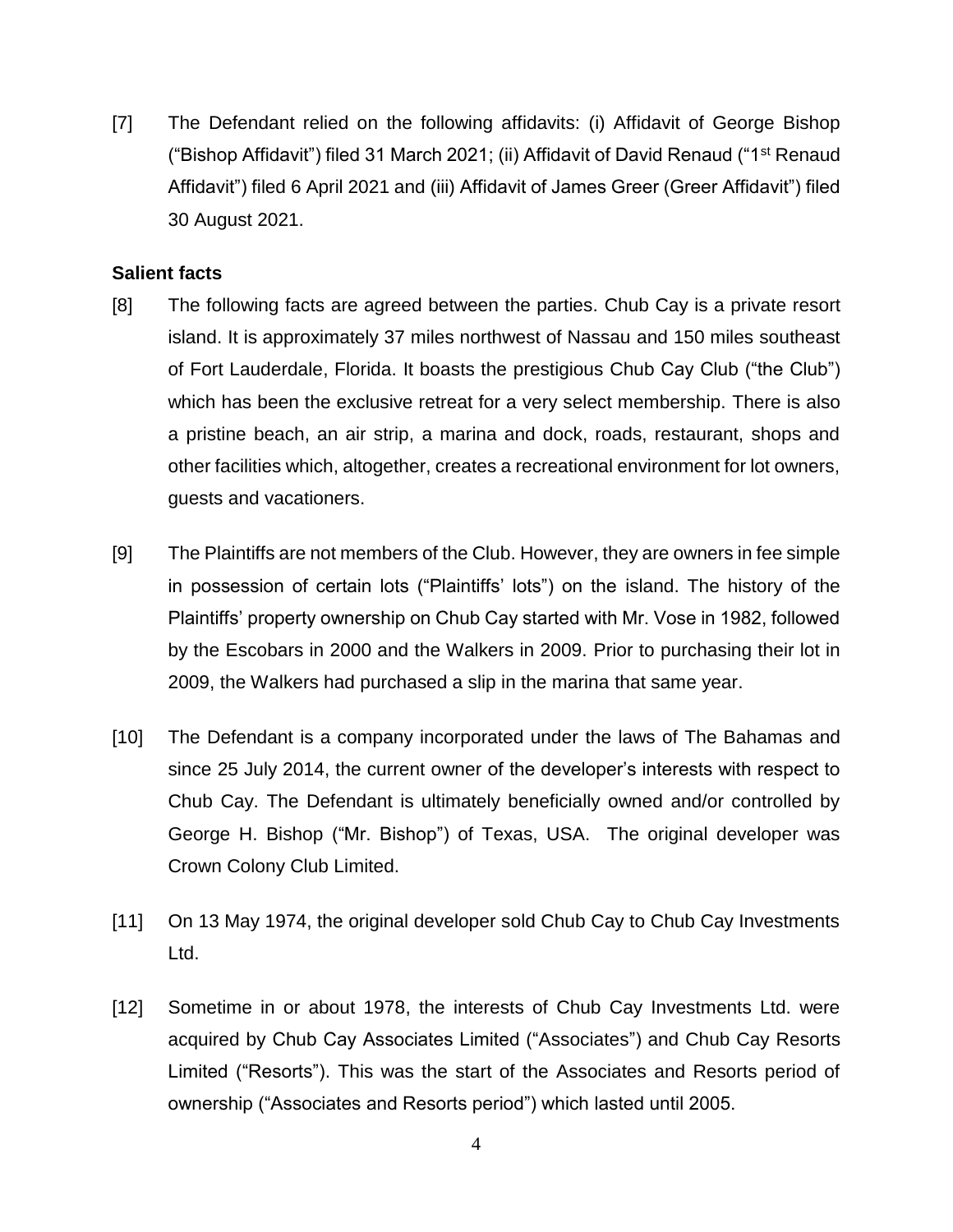[7] The Defendant relied on the following affidavits: (i) Affidavit of George Bishop ("Bishop Affidavit") filed 31 March 2021; (ii) Affidavit of David Renaud ("1st Renaud Affidavit") filed 6 April 2021 and (iii) Affidavit of James Greer (Greer Affidavit") filed 30 August 2021.

**Salient facts**

[8] The following facts are agreed between the parties. Chub Cay is a private resort island. It is approximately 37 miles northwest of Nassau and 150 miles southeast of Fort Lauderdale, Florida. It boasts the prestigious Chub Cay Club ("the Club") which has been the exclusive retreat for a very select membership. There is also a pristine beach, an air strip, a marina and dock, roads, restaurant, shops and other facilities which, altogether, creates a recreational environment for lot owners, guests and vacationers.

[9] The Plaintiffs are not members of the Club. However, they are owners in fee simple in possession of certain lots ("Plaintiffs' lots") on the island. The history of the Plaintiffs' property ownership on Chub Cay started with Mr. Vose in 1982, followed by the Escobars in 2000 and the Walkers in 2009. Prior to purchasing their lot in 2009, the Walkers had purchased a slip in the marina that same year.

[10] The Defendant is a company incorporated under the laws of The Bahamas and since 25 July 2014, the current owner of the developer's interests with respect to Chub Cay. The Defendant is ultimately beneficially owned and/or controlled by George H. Bishop ("Mr. Bishop") of Texas, USA. The original developer was Crown Colony Club Limited.

[11] On 13 May 1974, the original developer sold Chub Cay to Chub Cay Investments Ltd.

[12] Sometime in or about 1978, the interests of Chub Cay Investments Ltd. were acquired by Chub Cay Associates Limited ("Associates") and Chub Cay Resorts Limited ("Resorts"). This was the start of the Associates and Resorts period of ownership ("Associates and Resorts period") which lasted until 2005.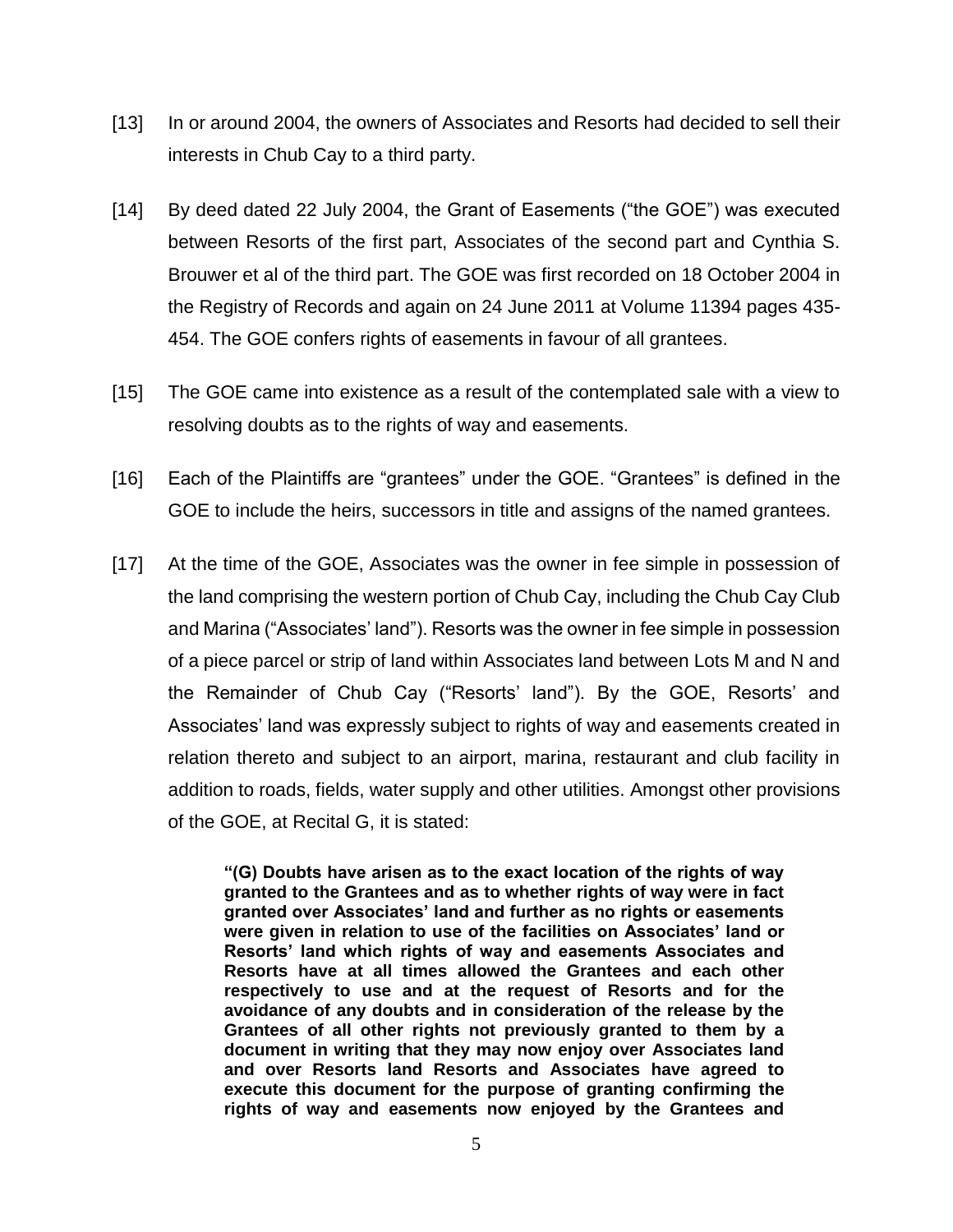[13] In or around 2004, the owners of Associates and Resorts had decided to sell their interests in Chub Cay to a third party.

[14] By deed dated 22 July 2004, the Grant of Easements ("the GOE") was executed between Resorts of the first part, Associates of the second part and Cynthia S. Brouwer et al of the third part. The GOE was first recorded on 18 October 2004 in the Registry of Records and again on 24 June 2011 at Volume 11394 pages 435-454. The GOE confers rights of easements in favour of all grantees.

[15] The GOE came into existence as a result of the contemplated sale with a view to resolving doubts as to the rights of way and easements.

[16] Each of the Plaintiffs are "grantees" under the GOE. "Grantees" is defined in the GOE to include the heirs, successors in title and assigns of the named grantees.

[17] At the time of the GOE, Associates was the owner in fee simple in possession of the land comprising the western portion of Chub Cay, including the Chub Cay Club and Marina ("Associates' land"). Resorts was the owner in fee simple in possession of a piece parcel or strip of land within Associates land between Lots M and N and the Remainder of Chub Cay ("Resorts' land"). By the GOE, Resorts' and Associates' land was expressly subject to rights of way and easements created in relation thereto and subject to an airport, marina, restaurant and club facility in addition to roads, fields, water supply and other utilities. Amongst other provisions of the GOE, at Recital G, it is stated:

> **"(G) Doubts have arisen as to the exact location of the rights of way granted to the Grantees and as to whether rights of way were in fact granted over Associates' land and further as no rights or easements were given in relation to use of the facilities on Associates' land or Resorts' land which rights of way and easements Associates and Resorts have at all times allowed the Grantees and each other respectively to use and at the request of Resorts and for the avoidance of any doubts and in consideration of the release by the Grantees of all other rights not previously granted to them by a document in writing that they may now enjoy over Associates land and over Resorts land Resorts and Associates have agreed to execute this document for the purpose of granting confirming the rights of way and easements now enjoyed by the Grantees and**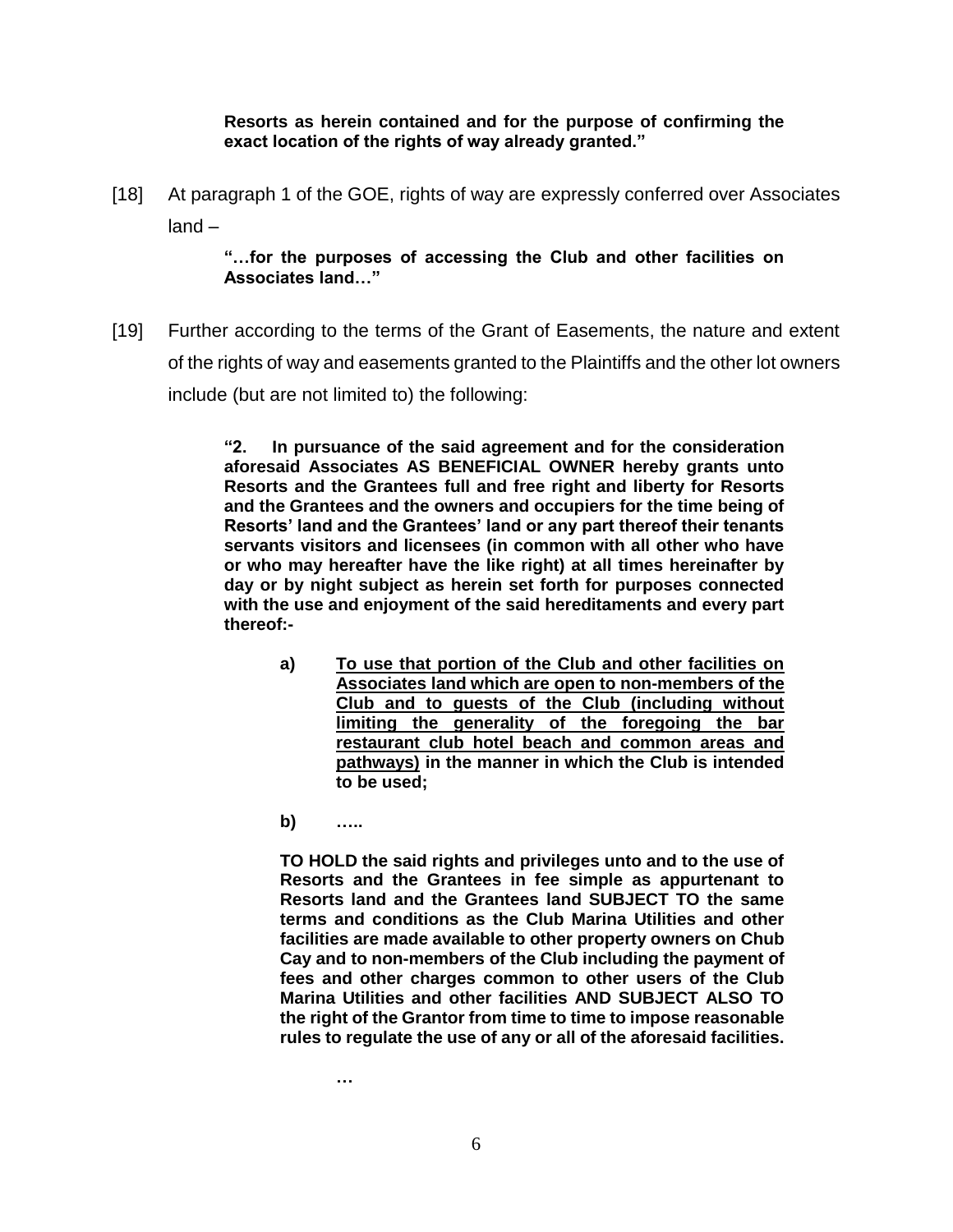> **Resorts as herein contained and for the purpose of confirming the exact location of the rights of way already granted."**

[18] At paragraph 1 of the GOE, rights of way are expressly conferred over Associates land –

> **"…for the purposes of accessing the Club and other facilities on Associates land…"**

[19] Further according to the terms of the Grant of Easements, the nature and extent of the rights of way and easements granted to the Plaintiffs and the other lot owners include (but are not limited to) the following:

> **"2. In pursuance of the said agreement and for the consideration aforesaid Associates AS BENEFICIAL OWNER hereby grants unto Resorts and the Grantees full and free right and liberty for Resorts and the Grantees and the owners and occupiers for the time being of Resorts' land and the Grantees' land or any part thereof their tenants servants visitors and licensees (in common with all other who have or who may hereafter have the like right) at all times hereinafter by day or by night subject as herein set forth for purposes connected with the use and enjoyment of the said hereditaments and every part thereof:-**
>
> > **a) <u>To use that portion of the Club and other facilities on Associates land which are open to non-members of the Club and to guests of the Club (including without limiting the generality of the foregoing the bar restaurant club hotel beach and common areas and pathways)</u> in the manner in which the Club is intended to be used;**
> >
> > **b) …..**
>
> **TO HOLD the said rights and privileges unto and to the use of Resorts and the Grantees in fee simple as appurtenant to Resorts land and the Grantees land SUBJECT TO the same terms and conditions as the Club Marina Utilities and other facilities are made available to other property owners on Chub Cay and to non-members of the Club including the payment of fees and other charges common to other users of the Club Marina Utilities and other facilities AND SUBJECT ALSO TO the right of the Grantor from time to time to impose reasonable rules to regulate the use of any or all of the aforesaid facilities.**
>
> **…**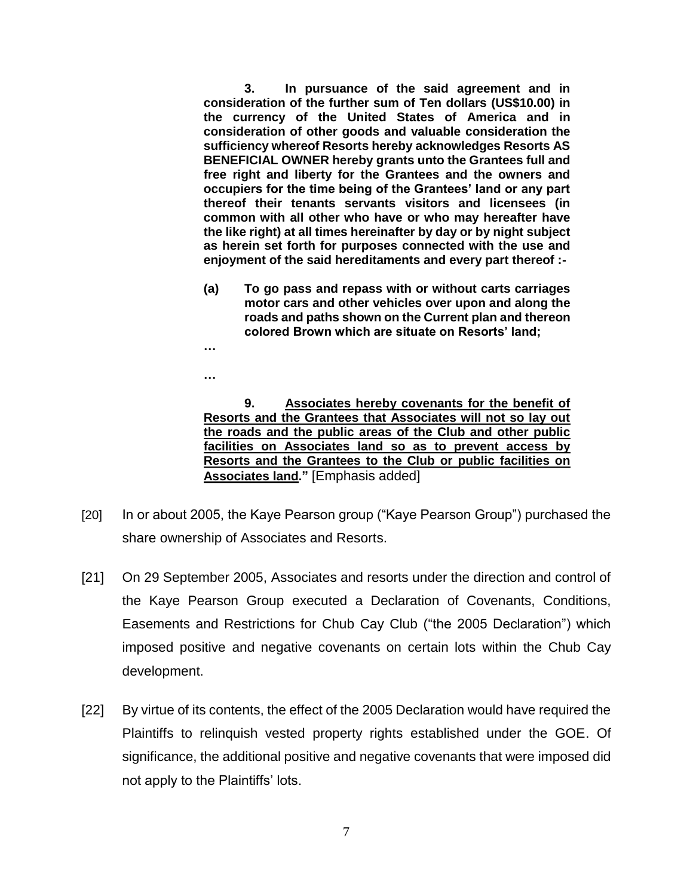> **3. In pursuance of the said agreement and in consideration of the further sum of Ten dollars (US$10.00) in the currency of the United States of America and in consideration of other goods and valuable consideration the sufficiency whereof Resorts hereby acknowledges Resorts AS BENEFICIAL OWNER hereby grants unto the Grantees full and free right and liberty for the Grantees and the owners and occupiers for the time being of the Grantees' land or any part thereof their tenants servants visitors and licensees (in common with all other who have or who may hereafter have the like right) at all times hereinafter by day or by night subject as herein set forth for purposes connected with the use and enjoyment of the said hereditaments and every part thereof :-**
>
> **(a) To go pass and repass with or without carts carriages motor cars and other vehicles over upon and along the roads and paths shown on the Current plan and thereon colored Brown which are situate on Resorts' land;**
>
> **…**
>
> **…**
>
> **9. <u>Associates hereby covenants for the benefit of Resorts and the Grantees that Associates will not so lay out the roads and the public areas of the Club and other public facilities on Associates land so as to prevent access by Resorts and the Grantees to the Club or public facilities on Associates land</u>."** [Emphasis added]

[20] In or about 2005, the Kaye Pearson group ("Kaye Pearson Group") purchased the share ownership of Associates and Resorts.

[21] On 29 September 2005, Associates and resorts under the direction and control of the Kaye Pearson Group executed a Declaration of Covenants, Conditions, Easements and Restrictions for Chub Cay Club ("the 2005 Declaration") which imposed positive and negative covenants on certain lots within the Chub Cay development.

[22] By virtue of its contents, the effect of the 2005 Declaration would have required the Plaintiffs to relinquish vested property rights established under the GOE. Of significance, the additional positive and negative covenants that were imposed did not apply to the Plaintiffs' lots.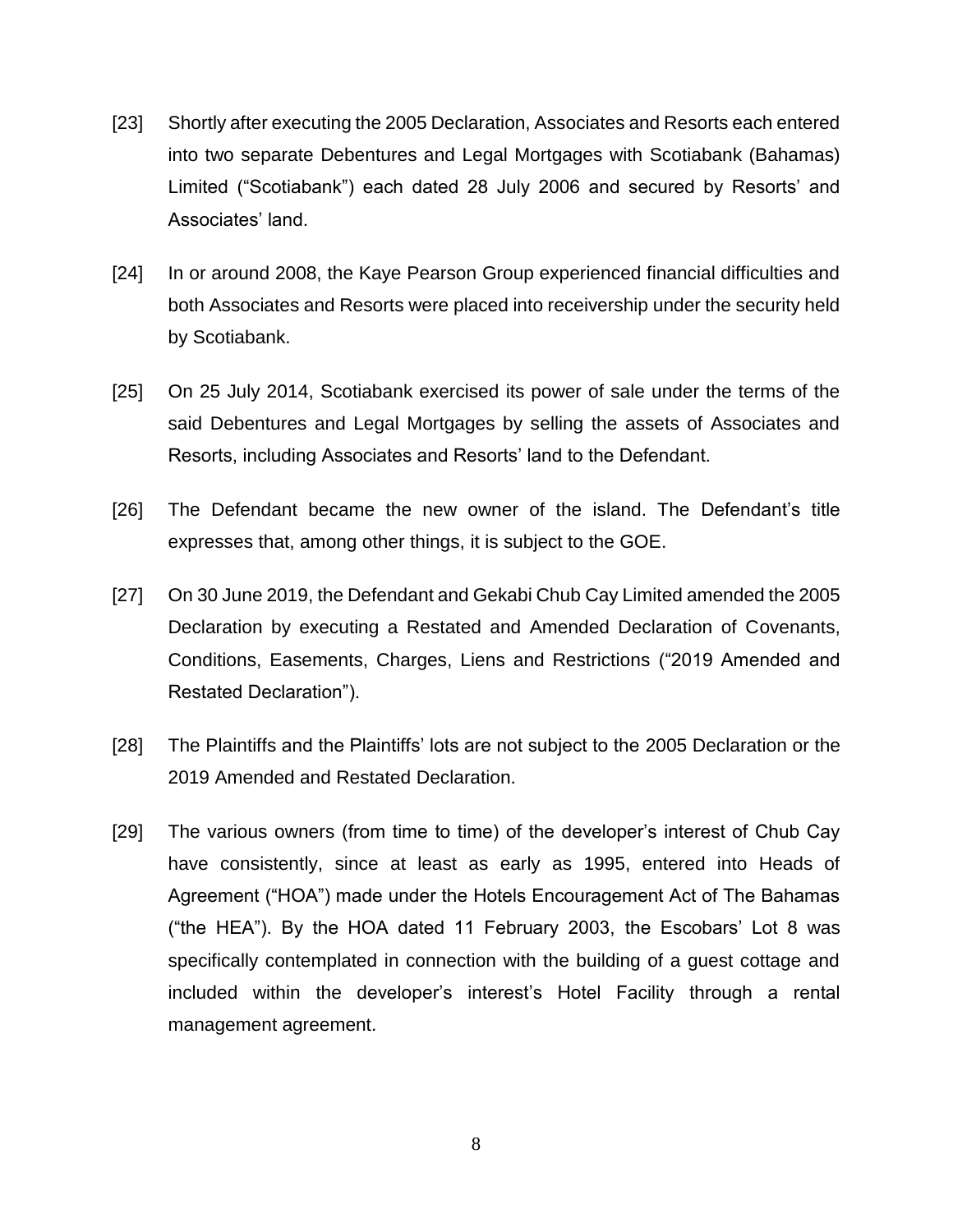[23] Shortly after executing the 2005 Declaration, Associates and Resorts each entered into two separate Debentures and Legal Mortgages with Scotiabank (Bahamas) Limited ("Scotiabank") each dated 28 July 2006 and secured by Resorts' and Associates' land.

[24] In or around 2008, the Kaye Pearson Group experienced financial difficulties and both Associates and Resorts were placed into receivership under the security held by Scotiabank.

[25] On 25 July 2014, Scotiabank exercised its power of sale under the terms of the said Debentures and Legal Mortgages by selling the assets of Associates and Resorts, including Associates and Resorts' land to the Defendant.

[26] The Defendant became the new owner of the island. The Defendant's title expresses that, among other things, it is subject to the GOE.

[27] On 30 June 2019, the Defendant and Gekabi Chub Cay Limited amended the 2005 Declaration by executing a Restated and Amended Declaration of Covenants, Conditions, Easements, Charges, Liens and Restrictions ("2019 Amended and Restated Declaration").

[28] The Plaintiffs and the Plaintiffs' lots are not subject to the 2005 Declaration or the 2019 Amended and Restated Declaration.

[29] The various owners (from time to time) of the developer's interest of Chub Cay have consistently, since at least as early as 1995, entered into Heads of Agreement ("HOA") made under the Hotels Encouragement Act of The Bahamas ("the HEA"). By the HOA dated 11 February 2003, the Escobars' Lot 8 was specifically contemplated in connection with the building of a guest cottage and included within the developer's interest's Hotel Facility through a rental management agreement.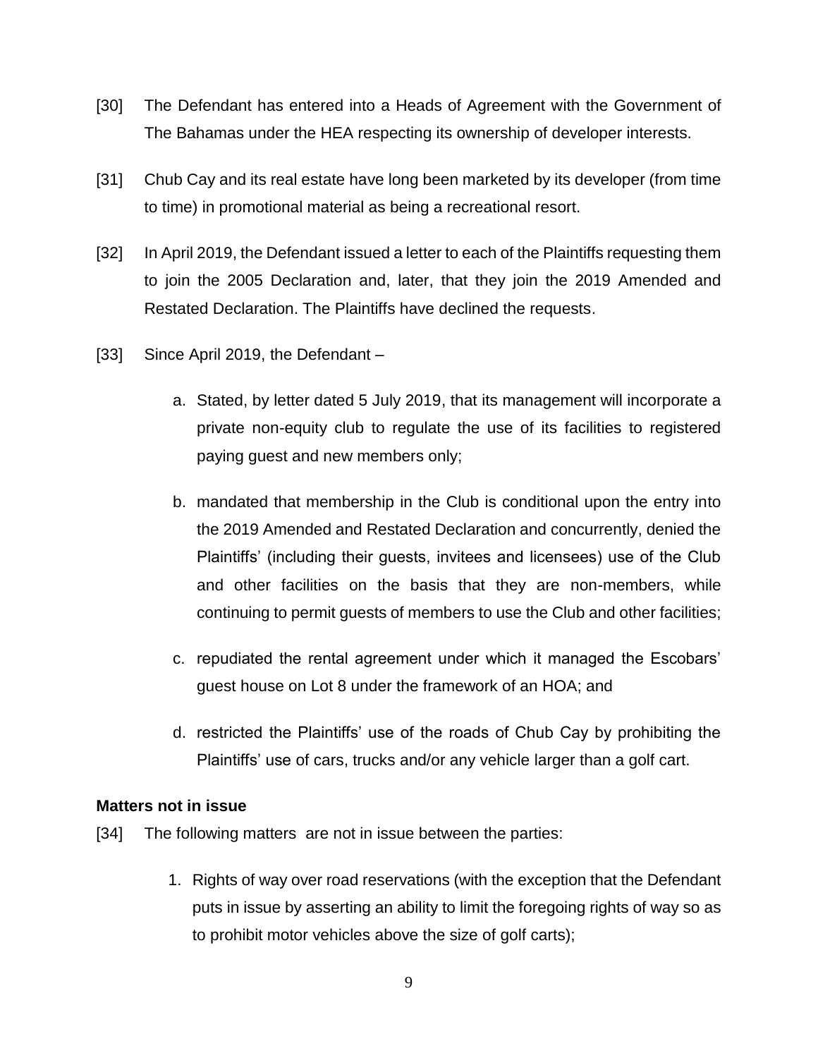[30] The Defendant has entered into a Heads of Agreement with the Government of The Bahamas under the HEA respecting its ownership of developer interests.

[31] Chub Cay and its real estate have long been marketed by its developer (from time to time) in promotional material as being a recreational resort.

[32] In April 2019, the Defendant issued a letter to each of the Plaintiffs requesting them to join the 2005 Declaration and, later, that they join the 2019 Amended and Restated Declaration. The Plaintiffs have declined the requests.

[33] Since April 2019, the Defendant –

a. Stated, by letter dated 5 July 2019, that its management will incorporate a private non-equity club to regulate the use of its facilities to registered paying guest and new members only;

b. mandated that membership in the Club is conditional upon the entry into the 2019 Amended and Restated Declaration and concurrently, denied the Plaintiffs' (including their guests, invitees and licensees) use of the Club and other facilities on the basis that they are non-members, while continuing to permit guests of members to use the Club and other facilities;

c. repudiated the rental agreement under which it managed the Escobars' guest house on Lot 8 under the framework of an HOA; and

d. restricted the Plaintiffs' use of the roads of Chub Cay by prohibiting the Plaintiffs' use of cars, trucks and/or any vehicle larger than a golf cart.

**Matters not in issue**

[34] The following matters are not in issue between the parties:

1. Rights of way over road reservations (with the exception that the Defendant puts in issue by asserting an ability to limit the foregoing rights of way so as to prohibit motor vehicles above the size of golf carts);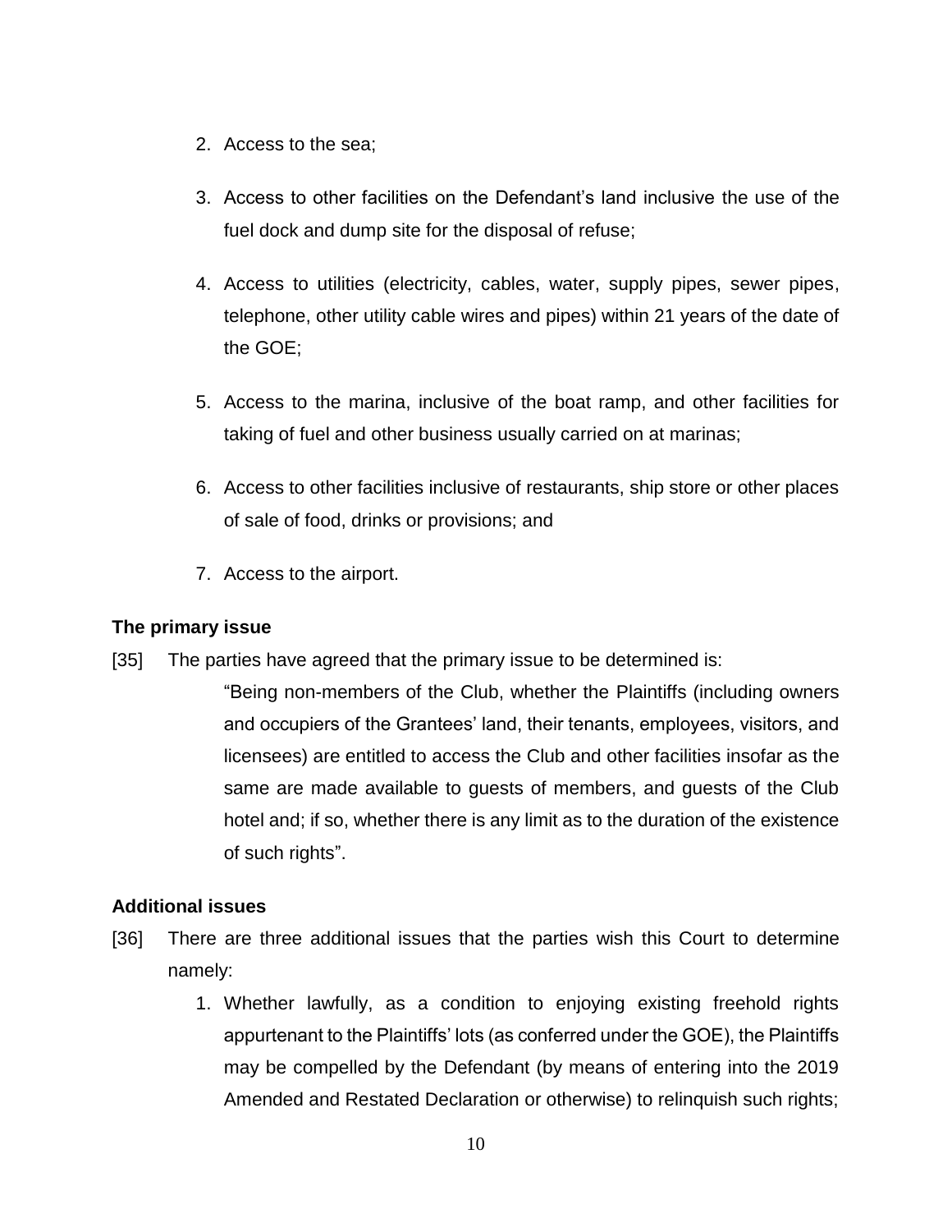2. Access to the sea;

3. Access to other facilities on the Defendant's land inclusive the use of the fuel dock and dump site for the disposal of refuse;

4. Access to utilities (electricity, cables, water, supply pipes, sewer pipes, telephone, other utility cable wires and pipes) within 21 years of the date of the GOE;

5. Access to the marina, inclusive of the boat ramp, and other facilities for taking of fuel and other business usually carried on at marinas;

6. Access to other facilities inclusive of restaurants, ship store or other places of sale of food, drinks or provisions; and

7. Access to the airport.

**The primary issue**

[35] The parties have agreed that the primary issue to be determined is:

> "Being non-members of the Club, whether the Plaintiffs (including owners and occupiers of the Grantees' land, their tenants, employees, visitors, and licensees) are entitled to access the Club and other facilities insofar as the same are made available to guests of members, and guests of the Club hotel and; if so, whether there is any limit as to the duration of the existence of such rights".

**Additional issues**

[36] There are three additional issues that the parties wish this Court to determine namely:

1. Whether lawfully, as a condition to enjoying existing freehold rights appurtenant to the Plaintiffs' lots (as conferred under the GOE), the Plaintiffs may be compelled by the Defendant (by means of entering into the 2019 Amended and Restated Declaration or otherwise) to relinquish such rights;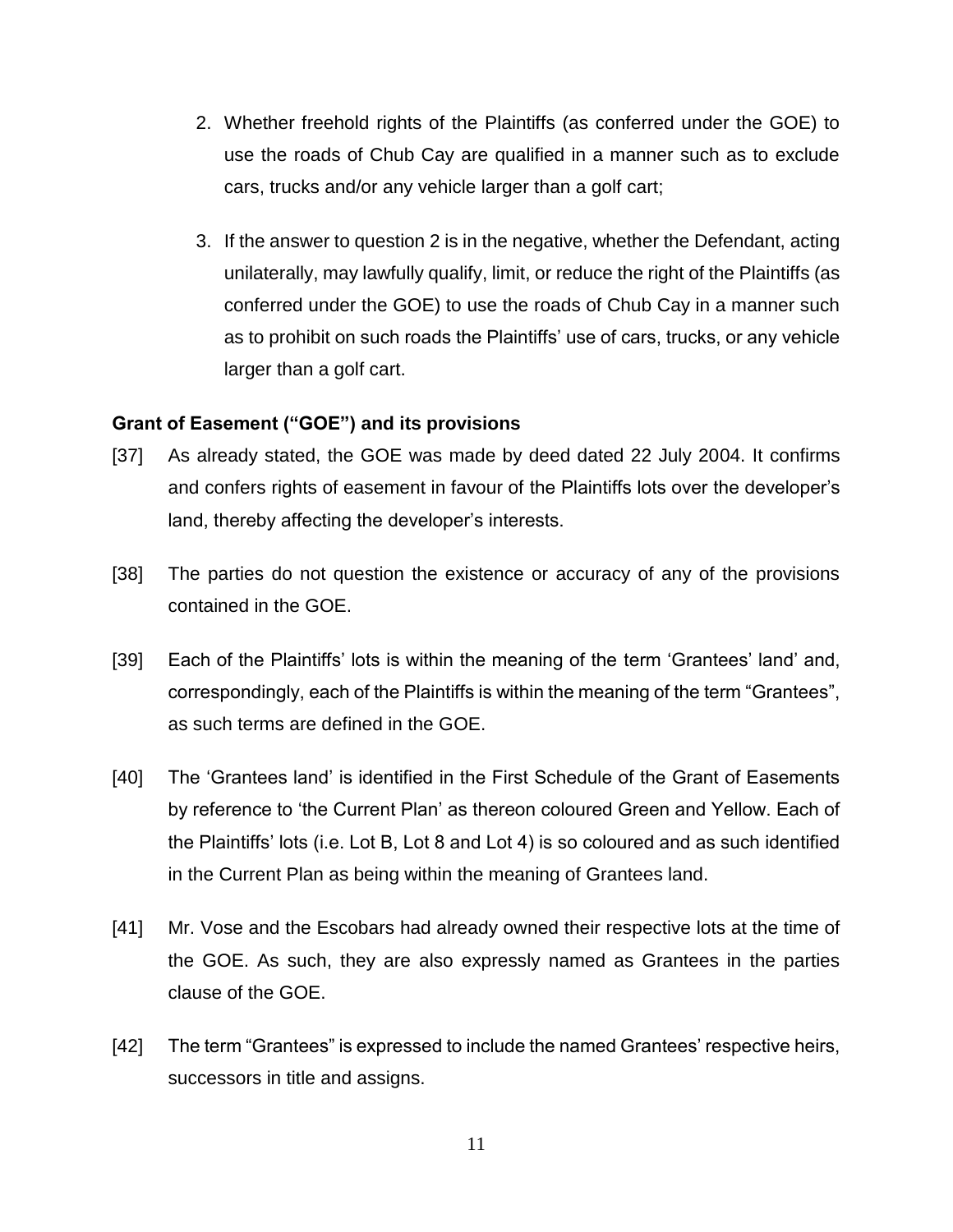2. Whether freehold rights of the Plaintiffs (as conferred under the GOE) to use the roads of Chub Cay are qualified in a manner such as to exclude cars, trucks and/or any vehicle larger than a golf cart;

3. If the answer to question 2 is in the negative, whether the Defendant, acting unilaterally, may lawfully qualify, limit, or reduce the right of the Plaintiffs (as conferred under the GOE) to use the roads of Chub Cay in a manner such as to prohibit on such roads the Plaintiffs' use of cars, trucks, or any vehicle larger than a golf cart.

**Grant of Easement ("GOE") and its provisions**

[37] As already stated, the GOE was made by deed dated 22 July 2004. It confirms and confers rights of easement in favour of the Plaintiffs lots over the developer's land, thereby affecting the developer's interests.

[38] The parties do not question the existence or accuracy of any of the provisions contained in the GOE.

[39] Each of the Plaintiffs' lots is within the meaning of the term 'Grantees' land' and, correspondingly, each of the Plaintiffs is within the meaning of the term "Grantees", as such terms are defined in the GOE.

[40] The 'Grantees land' is identified in the First Schedule of the Grant of Easements by reference to 'the Current Plan' as thereon coloured Green and Yellow. Each of the Plaintiffs' lots (i.e. Lot B, Lot 8 and Lot 4) is so coloured and as such identified in the Current Plan as being within the meaning of Grantees land.

[41] Mr. Vose and the Escobars had already owned their respective lots at the time of the GOE. As such, they are also expressly named as Grantees in the parties clause of the GOE.

[42] The term "Grantees" is expressed to include the named Grantees' respective heirs, successors in title and assigns.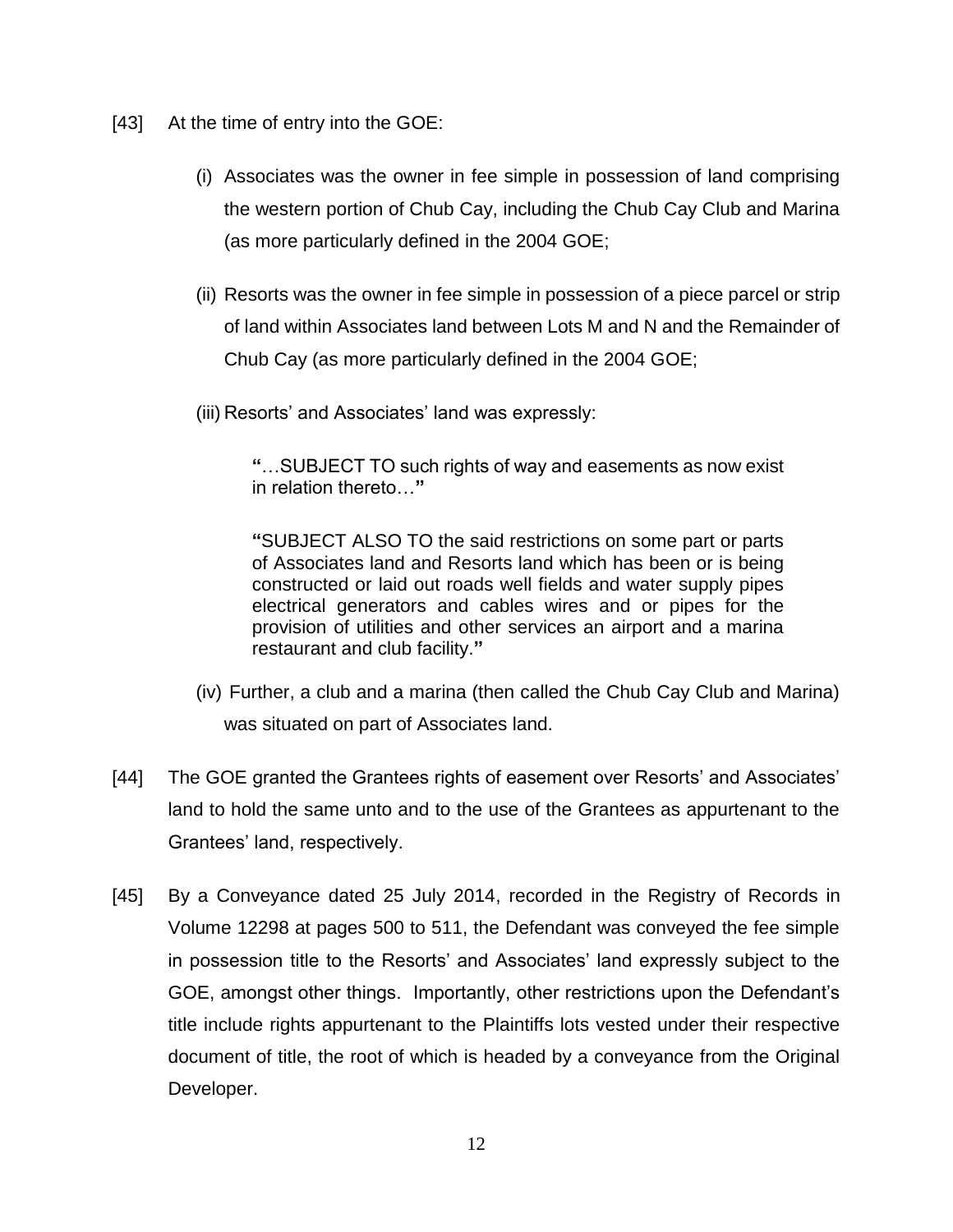[43] At the time of entry into the GOE:

(i) Associates was the owner in fee simple in possession of land comprising the western portion of Chub Cay, including the Chub Cay Club and Marina (as more particularly defined in the 2004 GOE;

(ii) Resorts was the owner in fee simple in possession of a piece parcel or strip of land within Associates land between Lots M and N and the Remainder of Chub Cay (as more particularly defined in the 2004 GOE;

(iii) Resorts' and Associates' land was expressly:

> **"**…SUBJECT TO such rights of way and easements as now exist in relation thereto…**"**
>
> **"**SUBJECT ALSO TO the said restrictions on some part or parts of Associates land and Resorts land which has been or is being constructed or laid out roads well fields and water supply pipes electrical generators and cables wires and or pipes for the provision of utilities and other services an airport and a marina restaurant and club facility.**"**

(iv) Further, a club and a marina (then called the Chub Cay Club and Marina) was situated on part of Associates land.

[44] The GOE granted the Grantees rights of easement over Resorts' and Associates' land to hold the same unto and to the use of the Grantees as appurtenant to the Grantees' land, respectively.

[45] By a Conveyance dated 25 July 2014, recorded in the Registry of Records in Volume 12298 at pages 500 to 511, the Defendant was conveyed the fee simple in possession title to the Resorts' and Associates' land expressly subject to the GOE, amongst other things. Importantly, other restrictions upon the Defendant's title include rights appurtenant to the Plaintiffs lots vested under their respective document of title, the root of which is headed by a conveyance from the Original Developer.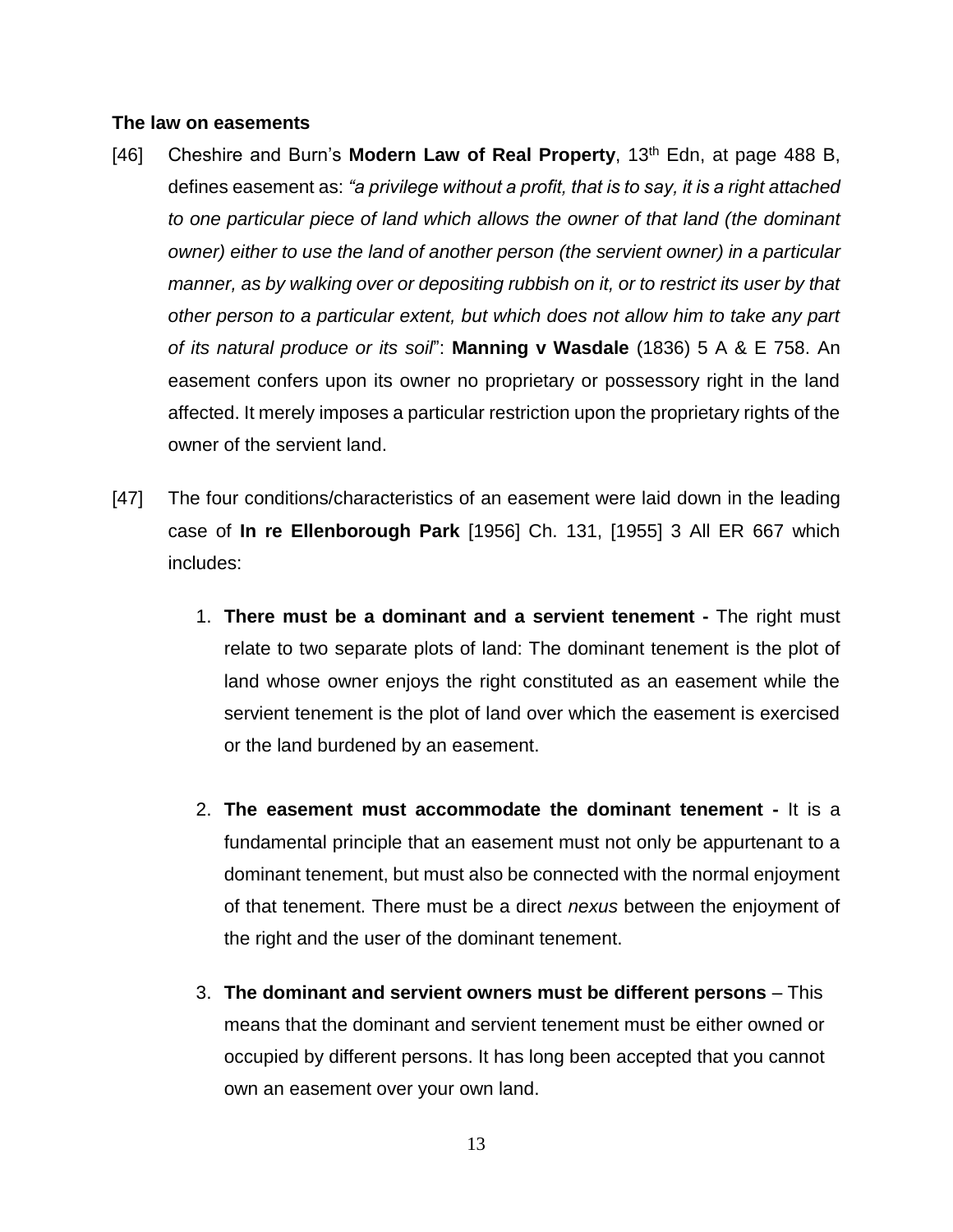**The law on easements**

[46] Cheshire and Burn's **Modern Law of Real Property**, 13th Edn, at page 488 B, defines easement as: *"a privilege without a profit, that is to say, it is a right attached to one particular piece of land which allows the owner of that land (the dominant owner) either to use the land of another person (the servient owner) in a particular manner, as by walking over or depositing rubbish on it, or to restrict its user by that other person to a particular extent, but which does not allow him to take any part of its natural produce or its soil*": **Manning v Wasdale** (1836) 5 A & E 758. An easement confers upon its owner no proprietary or possessory right in the land affected. It merely imposes a particular restriction upon the proprietary rights of the owner of the servient land.

[47] The four conditions/characteristics of an easement were laid down in the leading case of **In re Ellenborough Park** [1956] Ch. 131, [1955] 3 All ER 667 which includes:

1. **There must be a dominant and a servient tenement -** The right must relate to two separate plots of land: The dominant tenement is the plot of land whose owner enjoys the right constituted as an easement while the servient tenement is the plot of land over which the easement is exercised or the land burdened by an easement.

2. **The easement must accommodate the dominant tenement -** It is a fundamental principle that an easement must not only be appurtenant to a dominant tenement, but must also be connected with the normal enjoyment of that tenement. There must be a direct *nexus* between the enjoyment of the right and the user of the dominant tenement.

3. **The dominant and servient owners must be different persons** – This means that the dominant and servient tenement must be either owned or occupied by different persons. It has long been accepted that you cannot own an easement over your own land.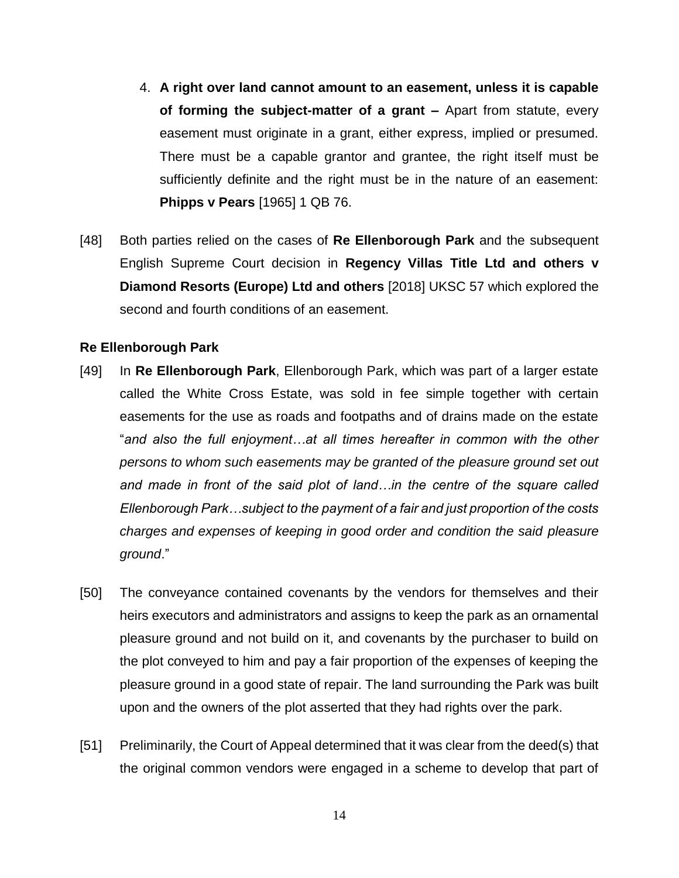4. **A right over land cannot amount to an easement, unless it is capable of forming the subject-matter of a grant –** Apart from statute, every easement must originate in a grant, either express, implied or presumed. There must be a capable grantor and grantee, the right itself must be sufficiently definite and the right must be in the nature of an easement: **Phipps v Pears** [1965] 1 QB 76.

[48] Both parties relied on the cases of **Re Ellenborough Park** and the subsequent English Supreme Court decision in **Regency Villas Title Ltd and others v Diamond Resorts (Europe) Ltd and others** [2018] UKSC 57 which explored the second and fourth conditions of an easement.

**Re Ellenborough Park**

[49] In **Re Ellenborough Park**, Ellenborough Park, which was part of a larger estate called the White Cross Estate, was sold in fee simple together with certain easements for the use as roads and footpaths and of drains made on the estate "*and also the full enjoyment…at all times hereafter in common with the other persons to whom such easements may be granted of the pleasure ground set out and made in front of the said plot of land…in the centre of the square called Ellenborough Park…subject to the payment of a fair and just proportion of the costs charges and expenses of keeping in good order and condition the said pleasure ground*."

[50] The conveyance contained covenants by the vendors for themselves and their heirs executors and administrators and assigns to keep the park as an ornamental pleasure ground and not build on it, and covenants by the purchaser to build on the plot conveyed to him and pay a fair proportion of the expenses of keeping the pleasure ground in a good state of repair. The land surrounding the Park was built upon and the owners of the plot asserted that they had rights over the park.

[51] Preliminarily, the Court of Appeal determined that it was clear from the deed(s) that the original common vendors were engaged in a scheme to develop that part of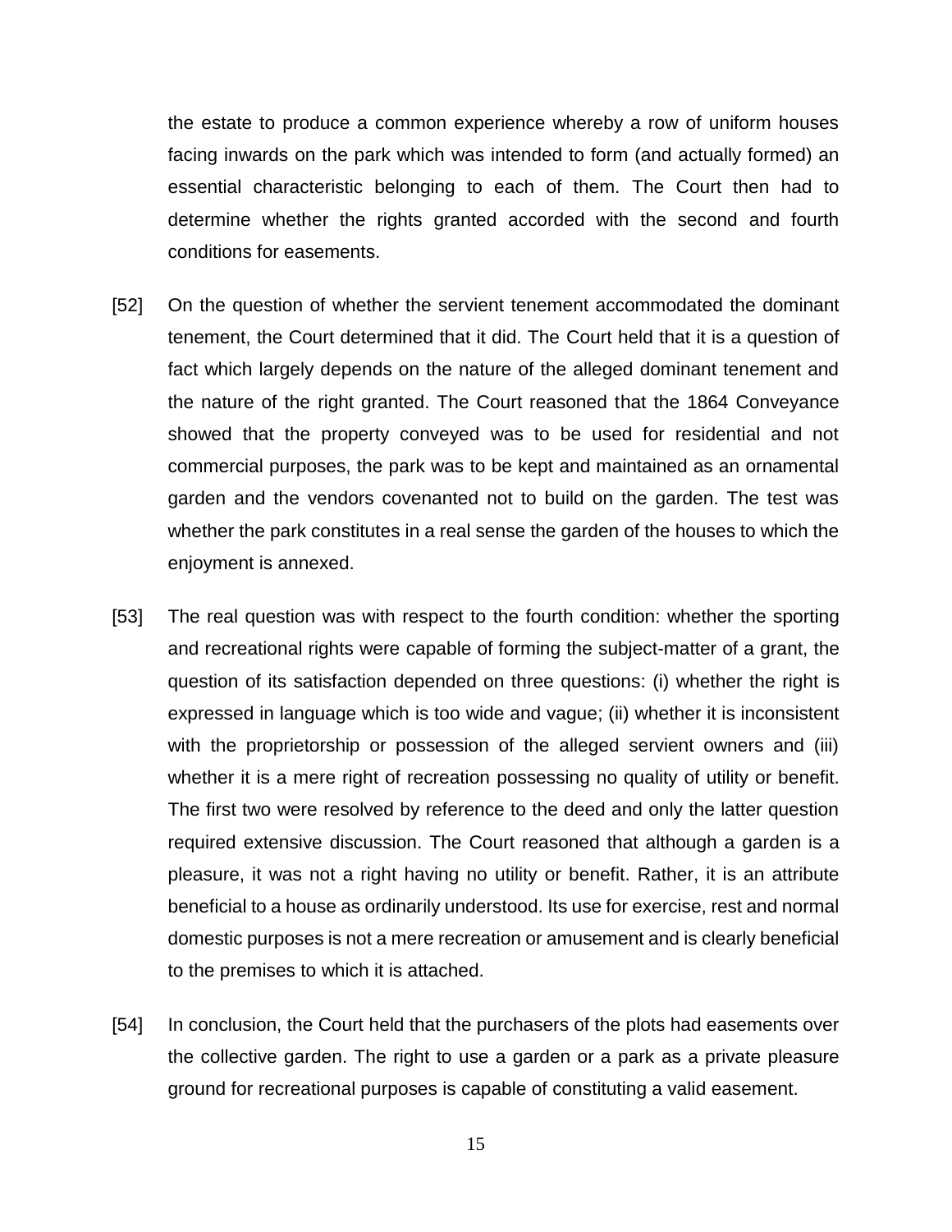the estate to produce a common experience whereby a row of uniform houses facing inwards on the park which was intended to form (and actually formed) an essential characteristic belonging to each of them. The Court then had to determine whether the rights granted accorded with the second and fourth conditions for easements.

[52] On the question of whether the servient tenement accommodated the dominant tenement, the Court determined that it did. The Court held that it is a question of fact which largely depends on the nature of the alleged dominant tenement and the nature of the right granted. The Court reasoned that the 1864 Conveyance showed that the property conveyed was to be used for residential and not commercial purposes, the park was to be kept and maintained as an ornamental garden and the vendors covenanted not to build on the garden. The test was whether the park constitutes in a real sense the garden of the houses to which the enjoyment is annexed.

[53] The real question was with respect to the fourth condition: whether the sporting and recreational rights were capable of forming the subject-matter of a grant, the question of its satisfaction depended on three questions: (i) whether the right is expressed in language which is too wide and vague; (ii) whether it is inconsistent with the proprietorship or possession of the alleged servient owners and (iii) whether it is a mere right of recreation possessing no quality of utility or benefit. The first two were resolved by reference to the deed and only the latter question required extensive discussion. The Court reasoned that although a garden is a pleasure, it was not a right having no utility or benefit. Rather, it is an attribute beneficial to a house as ordinarily understood. Its use for exercise, rest and normal domestic purposes is not a mere recreation or amusement and is clearly beneficial to the premises to which it is attached.

[54] In conclusion, the Court held that the purchasers of the plots had easements over the collective garden. The right to use a garden or a park as a private pleasure ground for recreational purposes is capable of constituting a valid easement.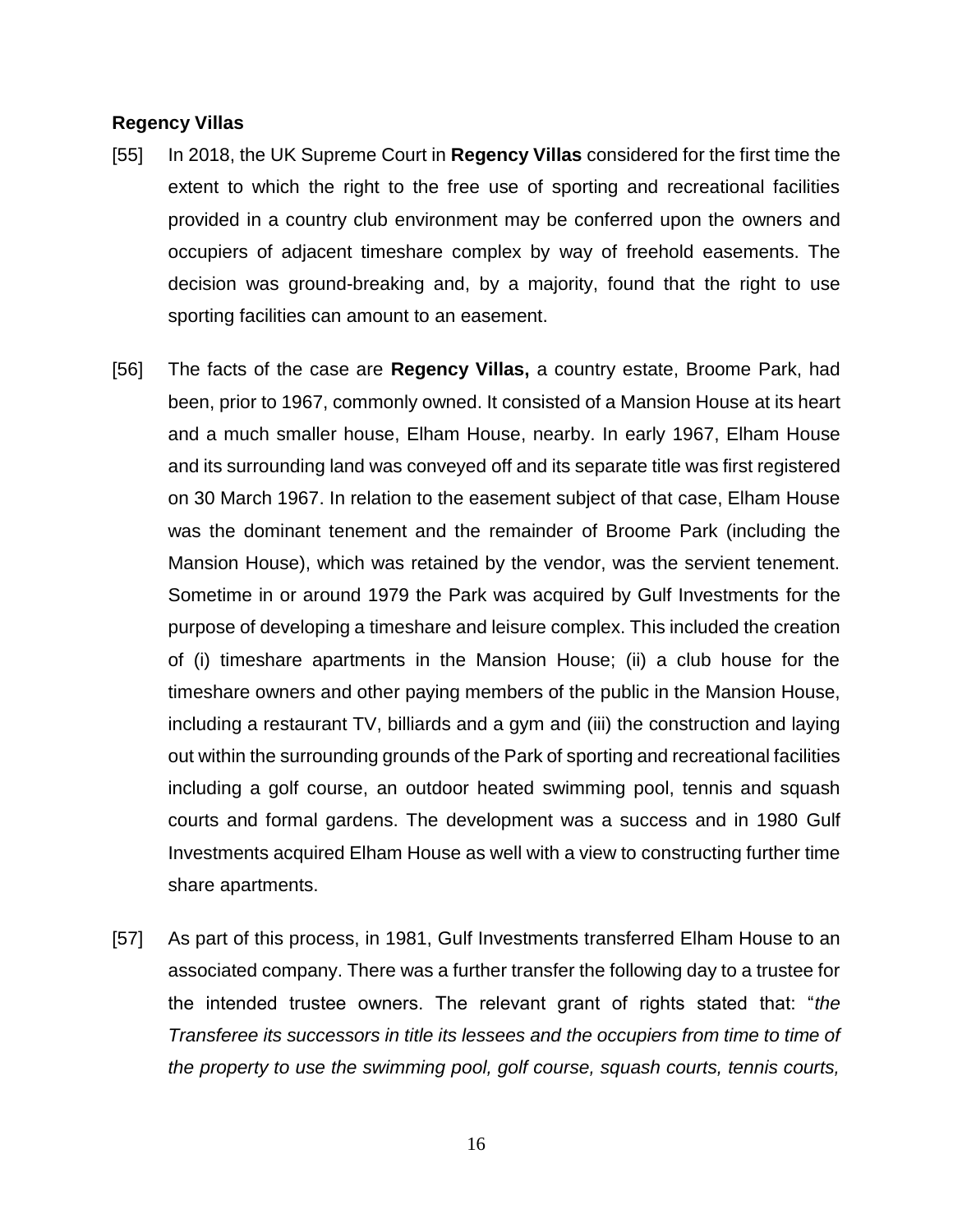**Regency Villas**

[55] In 2018, the UK Supreme Court in **Regency Villas** considered for the first time the extent to which the right to the free use of sporting and recreational facilities provided in a country club environment may be conferred upon the owners and occupiers of adjacent timeshare complex by way of freehold easements. The decision was ground-breaking and, by a majority, found that the right to use sporting facilities can amount to an easement.

[56] The facts of the case are **Regency Villas,** a country estate, Broome Park, had been, prior to 1967, commonly owned. It consisted of a Mansion House at its heart and a much smaller house, Elham House, nearby. In early 1967, Elham House and its surrounding land was conveyed off and its separate title was first registered on 30 March 1967. In relation to the easement subject of that case, Elham House was the dominant tenement and the remainder of Broome Park (including the Mansion House), which was retained by the vendor, was the servient tenement. Sometime in or around 1979 the Park was acquired by Gulf Investments for the purpose of developing a timeshare and leisure complex. This included the creation of (i) timeshare apartments in the Mansion House; (ii) a club house for the timeshare owners and other paying members of the public in the Mansion House, including a restaurant TV, billiards and a gym and (iii) the construction and laying out within the surrounding grounds of the Park of sporting and recreational facilities including a golf course, an outdoor heated swimming pool, tennis and squash courts and formal gardens. The development was a success and in 1980 Gulf Investments acquired Elham House as well with a view to constructing further time share apartments.

[57] As part of this process, in 1981, Gulf Investments transferred Elham House to an associated company. There was a further transfer the following day to a trustee for the intended trustee owners. The relevant grant of rights stated that: "*the Transferee its successors in title its lessees and the occupiers from time to time of the property to use the swimming pool, golf course, squash courts, tennis courts,*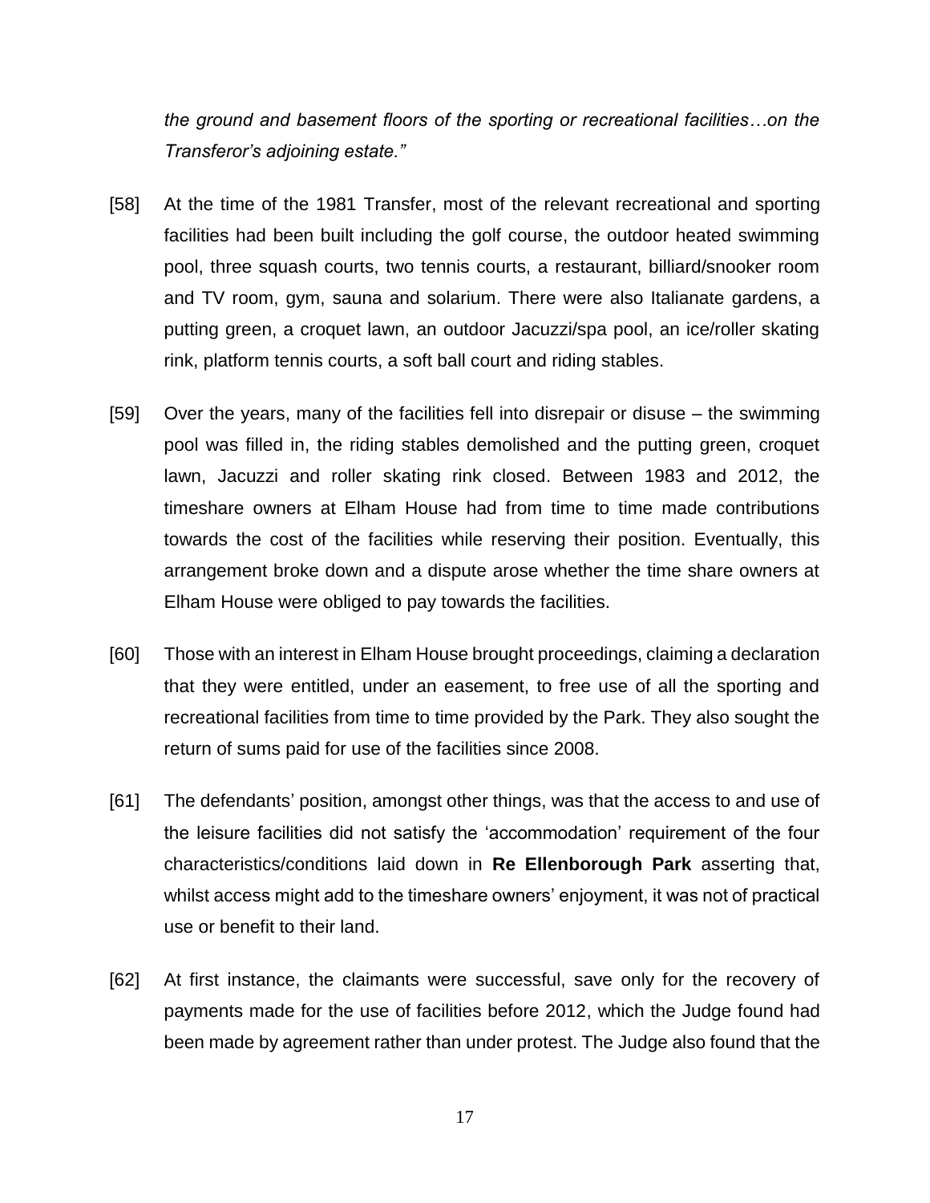*the ground and basement floors of the sporting or recreational facilities…on the Transferor's adjoining estate."*

[58] At the time of the 1981 Transfer, most of the relevant recreational and sporting facilities had been built including the golf course, the outdoor heated swimming pool, three squash courts, two tennis courts, a restaurant, billiard/snooker room and TV room, gym, sauna and solarium. There were also Italianate gardens, a putting green, a croquet lawn, an outdoor Jacuzzi/spa pool, an ice/roller skating rink, platform tennis courts, a soft ball court and riding stables.

[59] Over the years, many of the facilities fell into disrepair or disuse – the swimming pool was filled in, the riding stables demolished and the putting green, croquet lawn, Jacuzzi and roller skating rink closed. Between 1983 and 2012, the timeshare owners at Elham House had from time to time made contributions towards the cost of the facilities while reserving their position. Eventually, this arrangement broke down and a dispute arose whether the time share owners at Elham House were obliged to pay towards the facilities.

[60] Those with an interest in Elham House brought proceedings, claiming a declaration that they were entitled, under an easement, to free use of all the sporting and recreational facilities from time to time provided by the Park. They also sought the return of sums paid for use of the facilities since 2008.

[61] The defendants' position, amongst other things, was that the access to and use of the leisure facilities did not satisfy the 'accommodation' requirement of the four characteristics/conditions laid down in **Re Ellenborough Park** asserting that, whilst access might add to the timeshare owners' enjoyment, it was not of practical use or benefit to their land.

[62] At first instance, the claimants were successful, save only for the recovery of payments made for the use of facilities before 2012, which the Judge found had been made by agreement rather than under protest. The Judge also found that the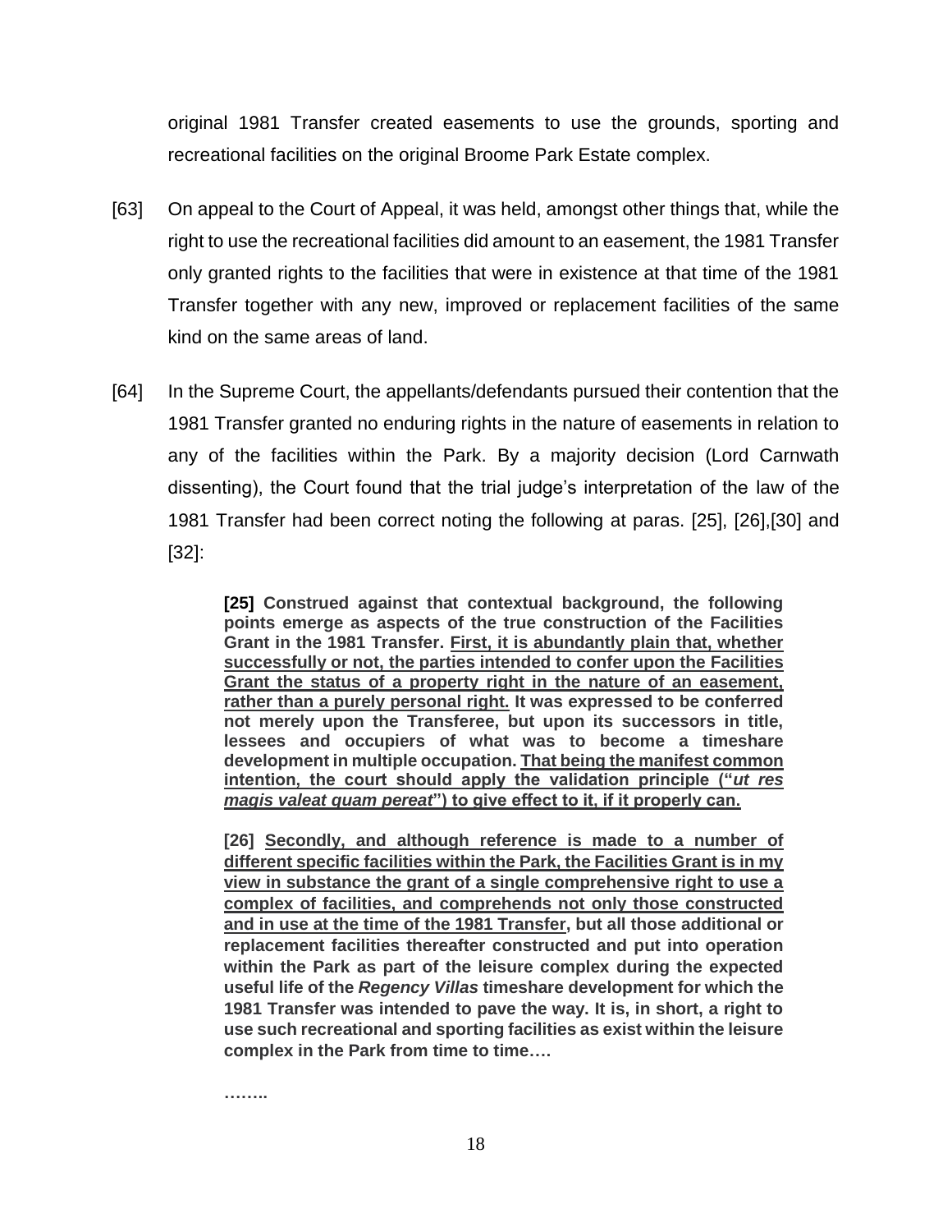original 1981 Transfer created easements to use the grounds, sporting and recreational facilities on the original Broome Park Estate complex.

[63] On appeal to the Court of Appeal, it was held, amongst other things that, while the right to use the recreational facilities did amount to an easement, the 1981 Transfer only granted rights to the facilities that were in existence at that time of the 1981 Transfer together with any new, improved or replacement facilities of the same kind on the same areas of land.

[64] In the Supreme Court, the appellants/defendants pursued their contention that the 1981 Transfer granted no enduring rights in the nature of easements in relation to any of the facilities within the Park. By a majority decision (Lord Carnwath dissenting), the Court found that the trial judge's interpretation of the law of the 1981 Transfer had been correct noting the following at paras. [25], [26],[30] and [32]:

> **[25] Construed against that contextual background, the following points emerge as aspects of the true construction of the Facilities Grant in the 1981 Transfer. <u>First, it is abundantly plain that, whether successfully or not, the parties intended to confer upon the Facilities Grant the status of a property right in the nature of an easement, rather than a purely personal right.</u> It was expressed to be conferred not merely upon the Transferee, but upon its successors in title, lessees and occupiers of what was to become a timeshare development in multiple occupation. <u>That being the manifest common intention, the court should apply the validation principle ("*ut res magis valeat quam pereat*") to give effect to it, if it properly can.</u>**
>
> **[26] <u>Secondly, and although reference is made to a number of different specific facilities within the Park, the Facilities Grant is in my view in substance the grant of a single comprehensive right to use a complex of facilities, and comprehends not only those constructed and in use at the time of the 1981 Transfer</u>, but all those additional or replacement facilities thereafter constructed and put into operation within the Park as part of the leisure complex during the expected useful life of the *Regency Villas* timeshare development for which the 1981 Transfer was intended to pave the way. It is, in short, a right to use such recreational and sporting facilities as exist within the leisure complex in the Park from time to time….**
>
> **……..**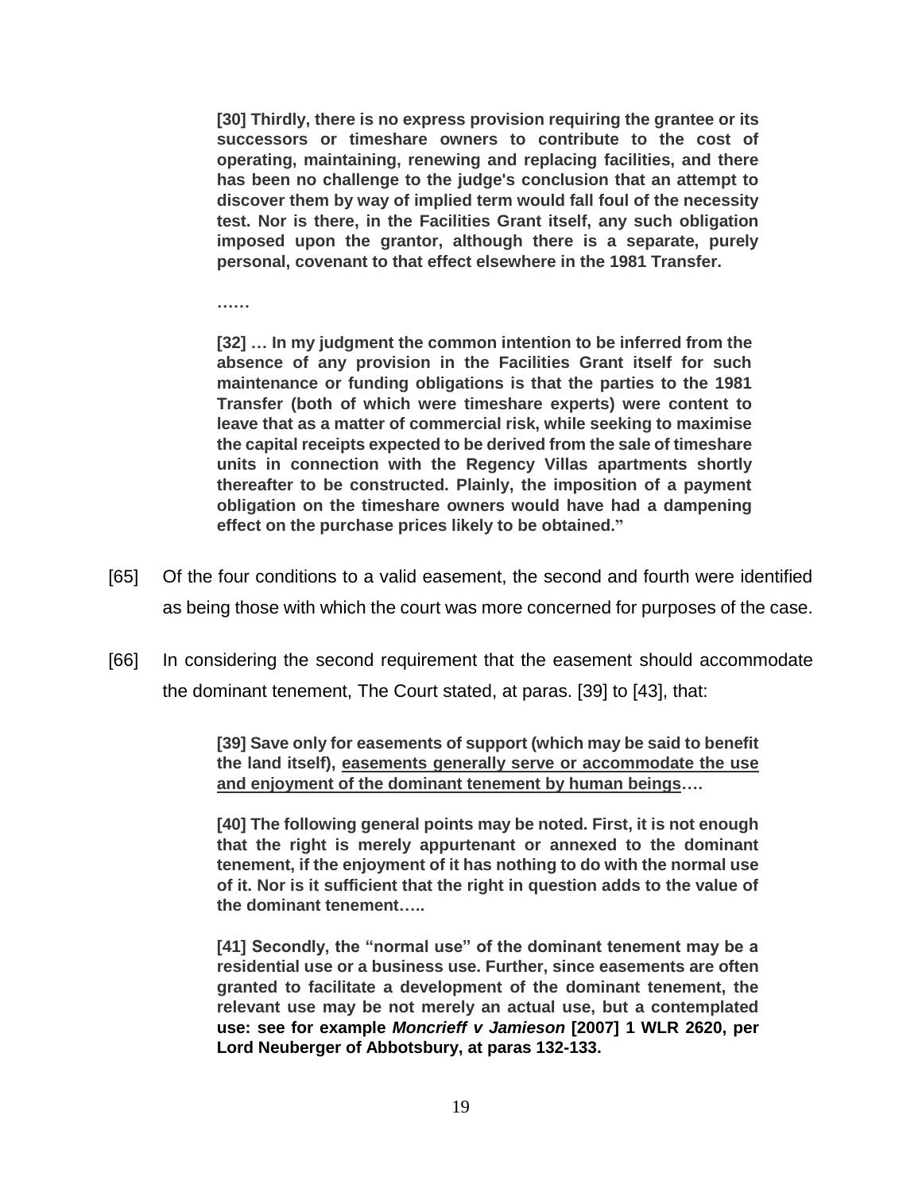> **[30] Thirdly, there is no express provision requiring the grantee or its successors or timeshare owners to contribute to the cost of operating, maintaining, renewing and replacing facilities, and there has been no challenge to the judge's conclusion that an attempt to discover them by way of implied term would fall foul of the necessity test. Nor is there, in the Facilities Grant itself, any such obligation imposed upon the grantor, although there is a separate, purely personal, covenant to that effect elsewhere in the 1981 Transfer.**
>
> **……**
>
> **[32] … In my judgment the common intention to be inferred from the absence of any provision in the Facilities Grant itself for such maintenance or funding obligations is that the parties to the 1981 Transfer (both of which were timeshare experts) were content to leave that as a matter of commercial risk, while seeking to maximise the capital receipts expected to be derived from the sale of timeshare units in connection with the Regency Villas apartments shortly thereafter to be constructed. Plainly, the imposition of a payment obligation on the timeshare owners would have had a dampening effect on the purchase prices likely to be obtained."**

[65] Of the four conditions to a valid easement, the second and fourth were identified as being those with which the court was more concerned for purposes of the case.

[66] In considering the second requirement that the easement should accommodate the dominant tenement, The Court stated, at paras. [39] to [43], that:

> **[39] Save only for easements of support (which may be said to benefit the land itself), <u>easements generally serve or accommodate the use and enjoyment of the dominant tenement by human beings</u>….**
>
> **[40] The following general points may be noted. First, it is not enough that the right is merely appurtenant or annexed to the dominant tenement, if the enjoyment of it has nothing to do with the normal use of it. Nor is it sufficient that the right in question adds to the value of the dominant tenement…..**
>
> **[41] Secondly, the "normal use" of the dominant tenement may be a residential use or a business use. Further, since easements are often granted to facilitate a development of the dominant tenement, the relevant use may be not merely an actual use, but a contemplated use: see for example *Moncrieff v Jamieson* [2007] 1 WLR 2620, per Lord Neuberger of Abbotsbury, at paras 132-133.**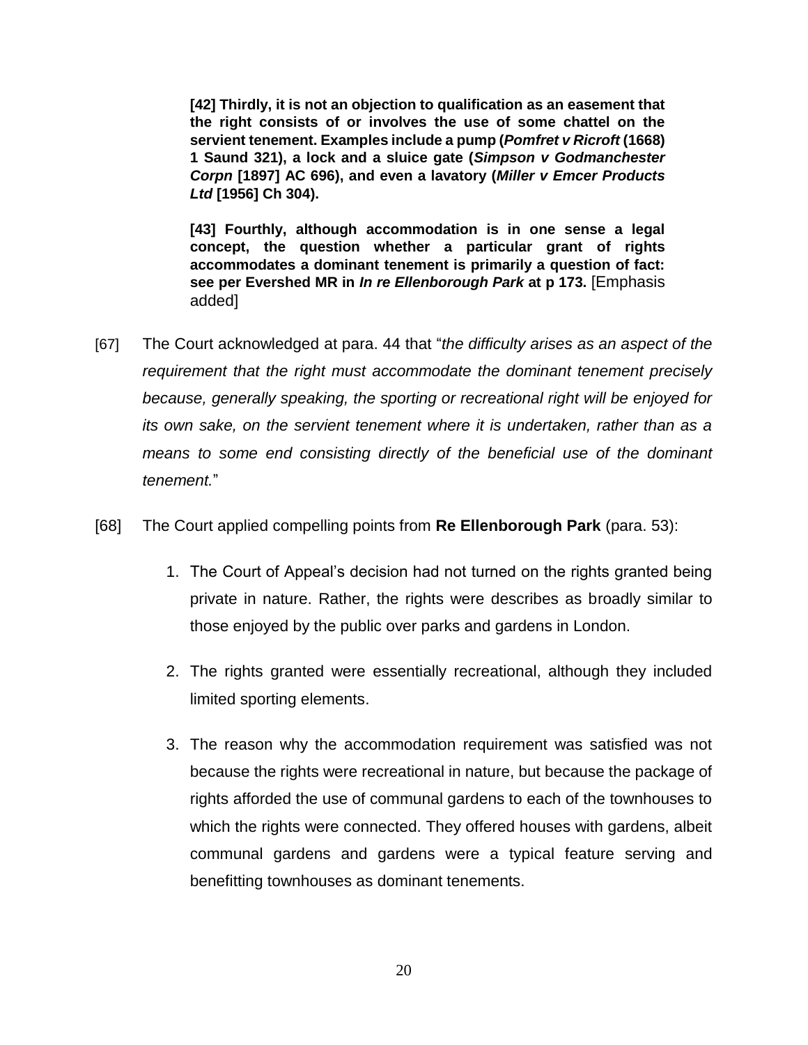> **[42] Thirdly, it is not an objection to qualification as an easement that the right consists of or involves the use of some chattel on the servient tenement. Examples include a pump (*Pomfret v Ricroft* (1668) 1 Saund 321), a lock and a sluice gate (*Simpson v Godmanchester Corpn* [1897] AC 696), and even a lavatory (*Miller v Emcer Products Ltd* [1956] Ch 304).**
>
> **[43] Fourthly, although accommodation is in one sense a legal concept, the question whether a particular grant of rights accommodates a dominant tenement is primarily a question of fact: see per Evershed MR in *In re Ellenborough Park* at p 173.** [Emphasis added]

[67] The Court acknowledged at para. 44 that "*the difficulty arises as an aspect of the requirement that the right must accommodate the dominant tenement precisely because, generally speaking, the sporting or recreational right will be enjoyed for its own sake, on the servient tenement where it is undertaken, rather than as a means to some end consisting directly of the beneficial use of the dominant tenement.*"

[68] The Court applied compelling points from **Re Ellenborough Park** (para. 53):

1. The Court of Appeal's decision had not turned on the rights granted being private in nature. Rather, the rights were describes as broadly similar to those enjoyed by the public over parks and gardens in London.

2. The rights granted were essentially recreational, although they included limited sporting elements.

3. The reason why the accommodation requirement was satisfied was not because the rights were recreational in nature, but because the package of rights afforded the use of communal gardens to each of the townhouses to which the rights were connected. They offered houses with gardens, albeit communal gardens and gardens were a typical feature serving and benefitting townhouses as dominant tenements.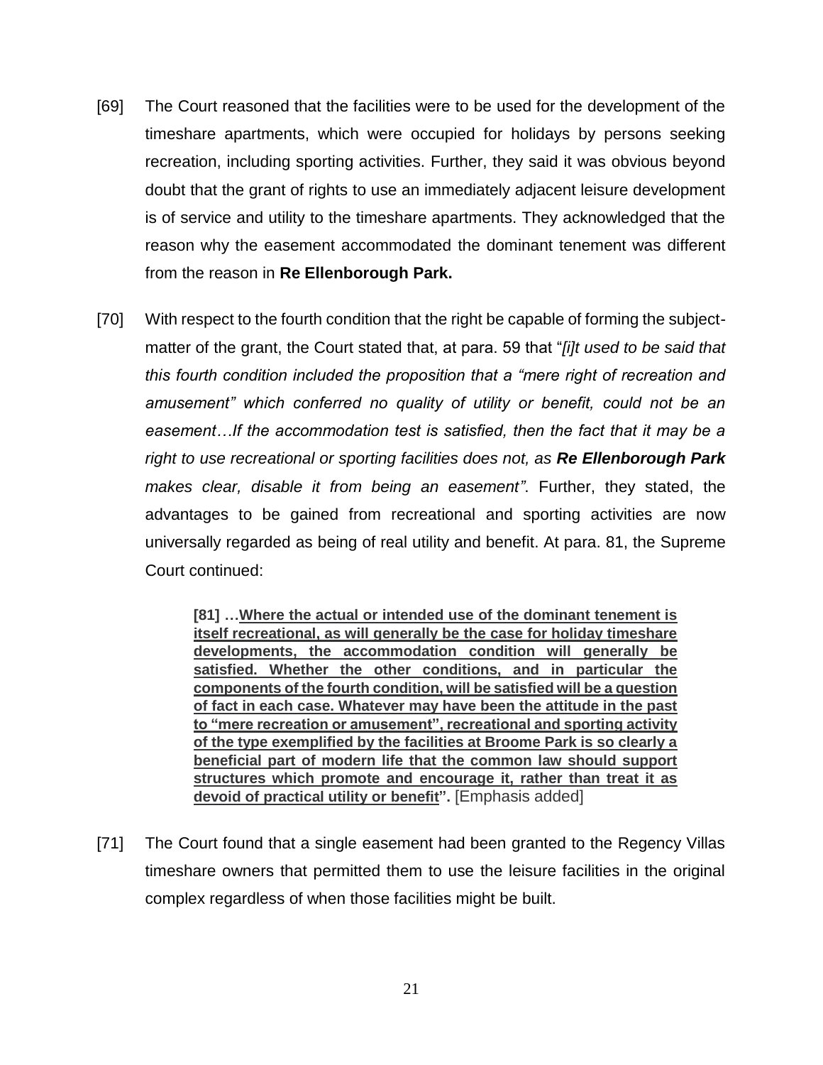[69] The Court reasoned that the facilities were to be used for the development of the timeshare apartments, which were occupied for holidays by persons seeking recreation, including sporting activities. Further, they said it was obvious beyond doubt that the grant of rights to use an immediately adjacent leisure development is of service and utility to the timeshare apartments. They acknowledged that the reason why the easement accommodated the dominant tenement was different from the reason in **Re Ellenborough Park.**

[70] With respect to the fourth condition that the right be capable of forming the subject-matter of the grant, the Court stated that, at para. 59 that "*[i]t used to be said that this fourth condition included the proposition that a "mere right of recreation and amusement" which conferred no quality of utility or benefit, could not be an easement…If the accommodation test is satisfied, then the fact that it may be a right to use recreational or sporting facilities does not, as **Re Ellenborough Park** makes clear, disable it from being an easement"*. Further, they stated, the advantages to be gained from recreational and sporting activities are now universally regarded as being of real utility and benefit. At para. 81, the Supreme Court continued:

> **[81] …<u>Where the actual or intended use of the dominant tenement is itself recreational, as will generally be the case for holiday timeshare developments, the accommodation condition will generally be satisfied. Whether the other conditions, and in particular the components of the fourth condition, will be satisfied will be a question of fact in each case. Whatever may have been the attitude in the past to "mere recreation or amusement", recreational and sporting activity of the type exemplified by the facilities at Broome Park is so clearly a beneficial part of modern life that the common law should support structures which promote and encourage it, rather than treat it as devoid of practical utility or benefit</u>".** [Emphasis added]

[71] The Court found that a single easement had been granted to the Regency Villas timeshare owners that permitted them to use the leisure facilities in the original complex regardless of when those facilities might be built.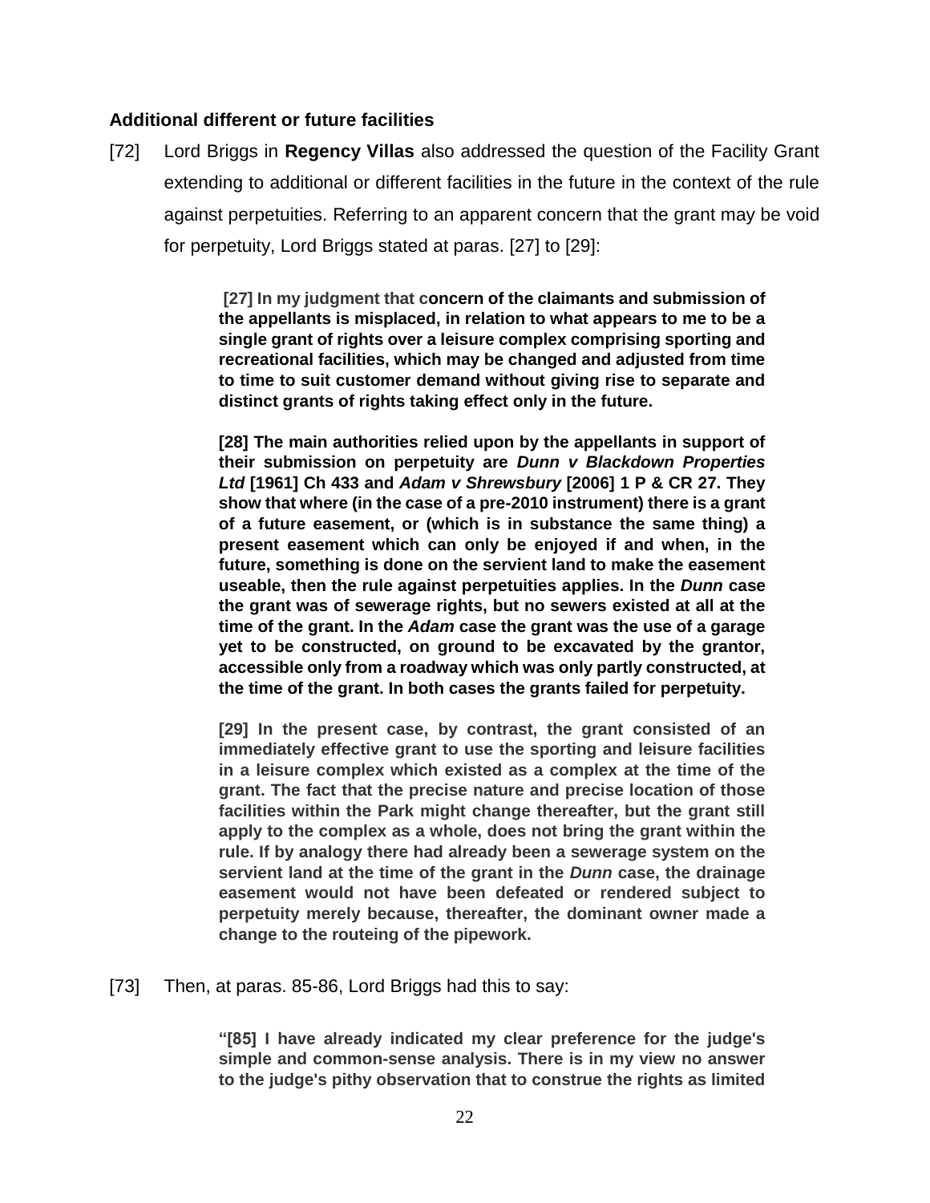### Additional different or future facilities

[72] Lord Briggs in **Regency Villas** also addressed the question of the Facility Grant extending to additional or different facilities in the future in the context of the rule against perpetuities. Referring to an apparent concern that the grant may be void for perpetuity, Lord Briggs stated at paras. [27] to [29]:

> **[27] In my judgment that concern of the claimants and submission of the appellants is misplaced, in relation to what appears to me to be a single grant of rights over a leisure complex comprising sporting and recreational facilities, which may be changed and adjusted from time to time to suit customer demand without giving rise to separate and distinct grants of rights taking effect only in the future.**
>
> **[28] The main authorities relied upon by the appellants in support of their submission on perpetuity are *Dunn v Blackdown Properties Ltd* [1961] Ch 433 and *Adam v Shrewsbury* [2006] 1 P & CR 27. They show that where (in the case of a pre-2010 instrument) there is a grant of a future easement, or (which is in substance the same thing) a present easement which can only be enjoyed if and when, in the future, something is done on the servient land to make the easement useable, then the rule against perpetuities applies. In the *Dunn* case the grant was of sewerage rights, but no sewers existed at all at the time of the grant. In the *Adam* case the grant was the use of a garage yet to be constructed, on ground to be excavated by the grantor, accessible only from a roadway which was only partly constructed, at the time of the grant. In both cases the grants failed for perpetuity.**
>
> **[29] In the present case, by contrast, the grant consisted of an immediately effective grant to use the sporting and leisure facilities in a leisure complex which existed as a complex at the time of the grant. The fact that the precise nature and precise location of those facilities within the Park might change thereafter, but the grant still apply to the complex as a whole, does not bring the grant within the rule. If by analogy there had already been a sewerage system on the servient land at the time of the grant in the *Dunn* case, the drainage easement would not have been defeated or rendered subject to perpetuity merely because, thereafter, the dominant owner made a change to the routeing of the pipework.**

[73] Then, at paras. 85-86, Lord Briggs had this to say:

> **"[85] I have already indicated my clear preference for the judge's simple and common-sense analysis. There is in my view no answer to the judge's pithy observation that to construe the rights as limited**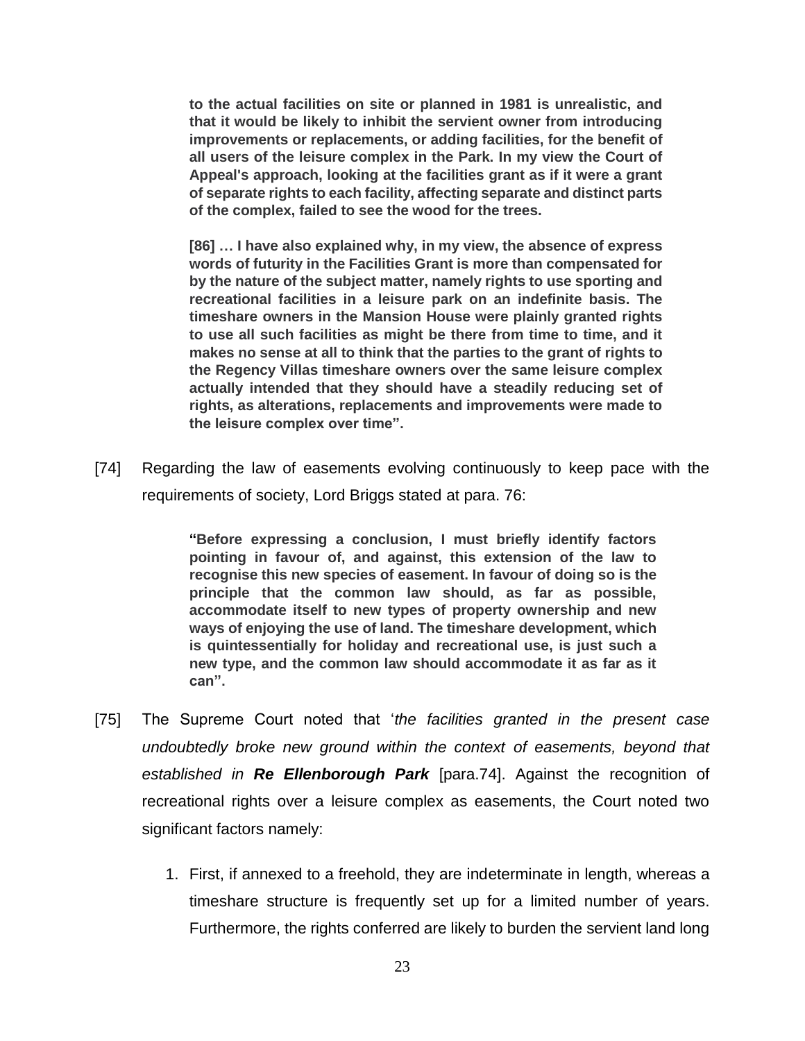> **to the actual facilities on site or planned in 1981 is unrealistic, and that it would be likely to inhibit the servient owner from introducing improvements or replacements, or adding facilities, for the benefit of all users of the leisure complex in the Park. In my view the Court of Appeal's approach, looking at the facilities grant as if it were a grant of separate rights to each facility, affecting separate and distinct parts of the complex, failed to see the wood for the trees.**
>
> **[86] … I have also explained why, in my view, the absence of express words of futurity in the Facilities Grant is more than compensated for by the nature of the subject matter, namely rights to use sporting and recreational facilities in a leisure park on an indefinite basis. The timeshare owners in the Mansion House were plainly granted rights to use all such facilities as might be there from time to time, and it makes no sense at all to think that the parties to the grant of rights to the Regency Villas timeshare owners over the same leisure complex actually intended that they should have a steadily reducing set of rights, as alterations, replacements and improvements were made to the leisure complex over time".**

[74] Regarding the law of easements evolving continuously to keep pace with the requirements of society, Lord Briggs stated at para. 76:

> **"Before expressing a conclusion, I must briefly identify factors pointing in favour of, and against, this extension of the law to recognise this new species of easement. In favour of doing so is the principle that the common law should, as far as possible, accommodate itself to new types of property ownership and new ways of enjoying the use of land. The timeshare development, which is quintessentially for holiday and recreational use, is just such a new type, and the common law should accommodate it as far as it can".**

[75] The Supreme Court noted that '*the facilities granted in the present case undoubtedly broke new ground within the context of easements, beyond that established in **Re Ellenborough Park*** [para.74]. Against the recognition of recreational rights over a leisure complex as easements, the Court noted two significant factors namely:

1. First, if annexed to a freehold, they are indeterminate in length, whereas a timeshare structure is frequently set up for a limited number of years. Furthermore, the rights conferred are likely to burden the servient land long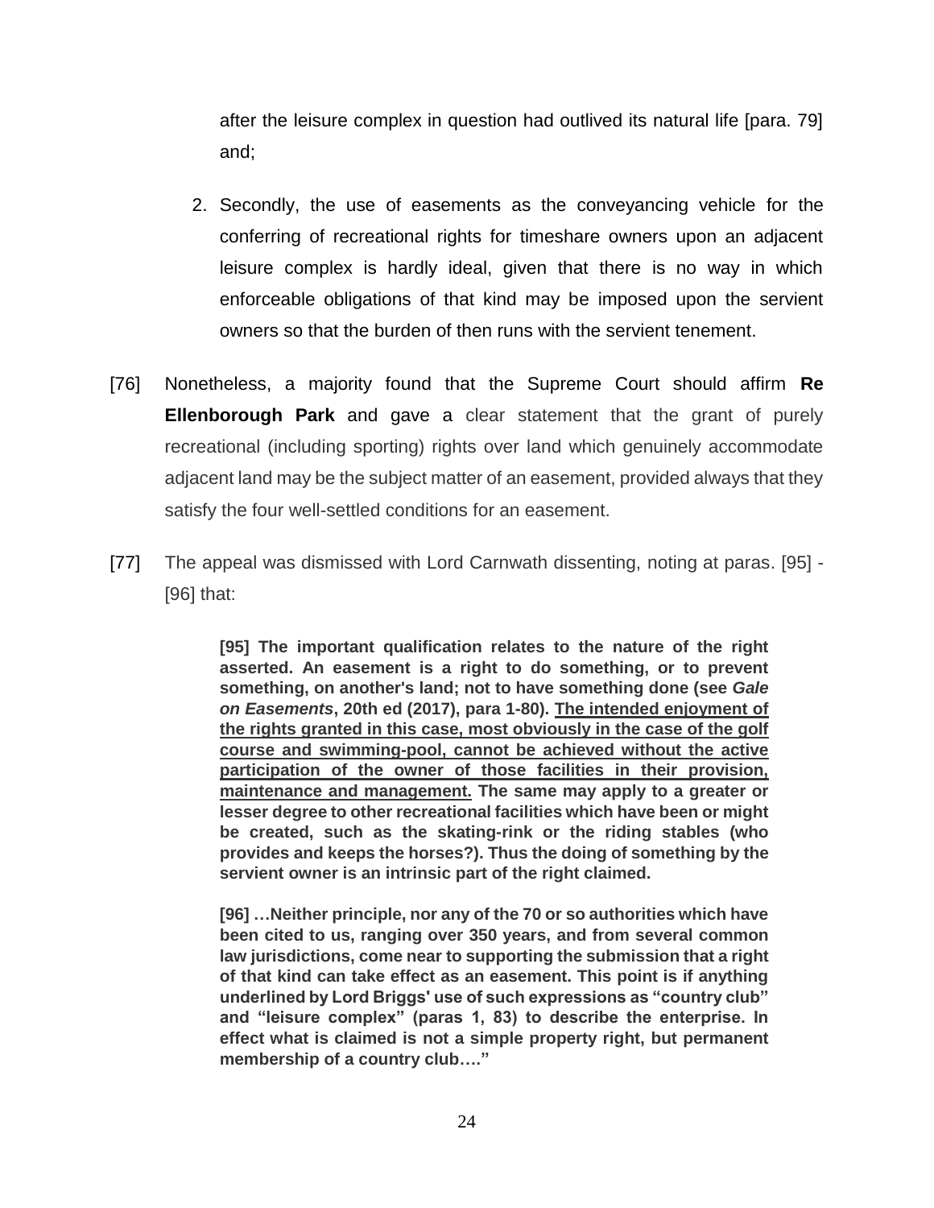after the leisure complex in question had outlived its natural life [para. 79] and;

2. Secondly, the use of easements as the conveyancing vehicle for the conferring of recreational rights for timeshare owners upon an adjacent leisure complex is hardly ideal, given that there is no way in which enforceable obligations of that kind may be imposed upon the servient owners so that the burden of then runs with the servient tenement.

[76] Nonetheless, a majority found that the Supreme Court should affirm **Re Ellenborough Park** and gave a clear statement that the grant of purely recreational (including sporting) rights over land which genuinely accommodate adjacent land may be the subject matter of an easement, provided always that they satisfy the four well-settled conditions for an easement.

[77] The appeal was dismissed with Lord Carnwath dissenting, noting at paras. [95] - [96] that:

> **[95] The important qualification relates to the nature of the right asserted. An easement is a right to do something, or to prevent something, on another's land; not to have something done (see *Gale on Easements*, 20th ed (2017), para 1-80). <u>The intended enjoyment of the rights granted in this case, most obviously in the case of the golf course and swimming-pool, cannot be achieved without the active participation of the owner of those facilities in their provision, maintenance and management.</u> The same may apply to a greater or lesser degree to other recreational facilities which have been or might be created, such as the skating-rink or the riding stables (who provides and keeps the horses?). Thus the doing of something by the servient owner is an intrinsic part of the right claimed.**
>
> **[96] …Neither principle, nor any of the 70 or so authorities which have been cited to us, ranging over 350 years, and from several common law jurisdictions, come near to supporting the submission that a right of that kind can take effect as an easement. This point is if anything underlined by Lord Briggs' use of such expressions as "country club" and "leisure complex" (paras 1, 83) to describe the enterprise. In effect what is claimed is not a simple property right, but permanent membership of a country club…."**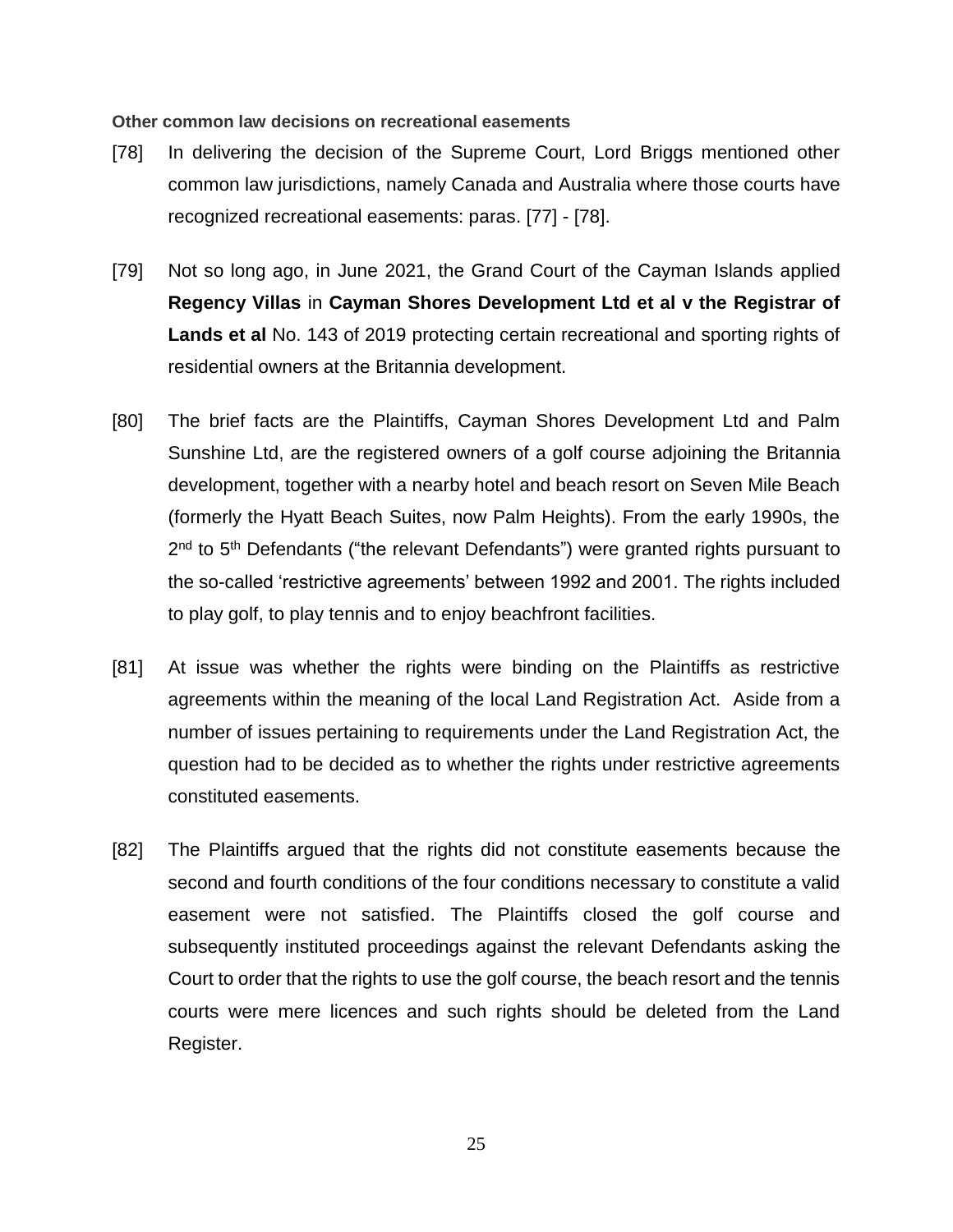**Other common law decisions on recreational easements**

[78] In delivering the decision of the Supreme Court, Lord Briggs mentioned other common law jurisdictions, namely Canada and Australia where those courts have recognized recreational easements: paras. [77] - [78].

[79] Not so long ago, in June 2021, the Grand Court of the Cayman Islands applied **Regency Villas** in **Cayman Shores Development Ltd et al v the Registrar of Lands et al** No. 143 of 2019 protecting certain recreational and sporting rights of residential owners at the Britannia development.

[80] The brief facts are the Plaintiffs, Cayman Shores Development Ltd and Palm Sunshine Ltd, are the registered owners of a golf course adjoining the Britannia development, together with a nearby hotel and beach resort on Seven Mile Beach (formerly the Hyatt Beach Suites, now Palm Heights). From the early 1990s, the 2nd to 5th Defendants ("the relevant Defendants") were granted rights pursuant to the so-called 'restrictive agreements' between 1992 and 2001. The rights included to play golf, to play tennis and to enjoy beachfront facilities.

[81] At issue was whether the rights were binding on the Plaintiffs as restrictive agreements within the meaning of the local Land Registration Act. Aside from a number of issues pertaining to requirements under the Land Registration Act, the question had to be decided as to whether the rights under restrictive agreements constituted easements.

[82] The Plaintiffs argued that the rights did not constitute easements because the second and fourth conditions of the four conditions necessary to constitute a valid easement were not satisfied. The Plaintiffs closed the golf course and subsequently instituted proceedings against the relevant Defendants asking the Court to order that the rights to use the golf course, the beach resort and the tennis courts were mere licences and such rights should be deleted from the Land Register.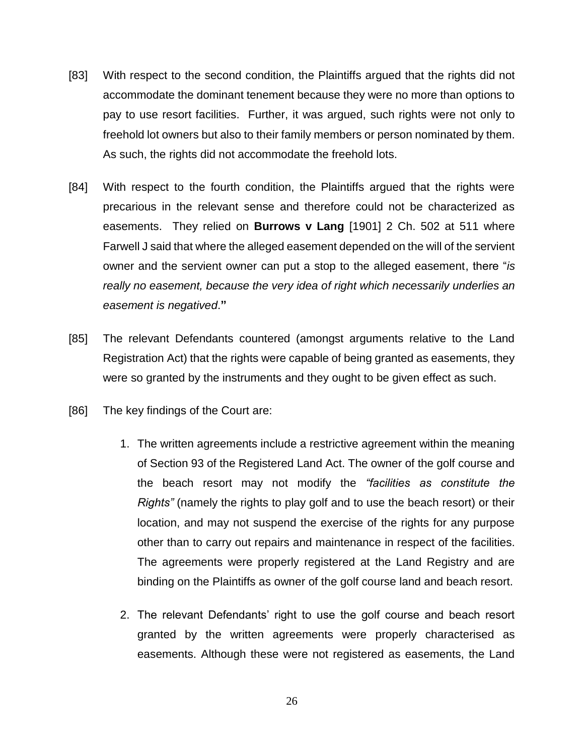[83] With respect to the second condition, the Plaintiffs argued that the rights did not accommodate the dominant tenement because they were no more than options to pay to use resort facilities. Further, it was argued, such rights were not only to freehold lot owners but also to their family members or person nominated by them. As such, the rights did not accommodate the freehold lots.

[84] With respect to the fourth condition, the Plaintiffs argued that the rights were precarious in the relevant sense and therefore could not be characterized as easements. They relied on **Burrows v Lang** [1901] 2 Ch. 502 at 511 where Farwell J said that where the alleged easement depended on the will of the servient owner and the servient owner can put a stop to the alleged easement, there "*is really no easement, because the very idea of right which necessarily underlies an easement is negatived*.**"**

[85] The relevant Defendants countered (amongst arguments relative to the Land Registration Act) that the rights were capable of being granted as easements, they were so granted by the instruments and they ought to be given effect as such.

[86] The key findings of the Court are:

1. The written agreements include a restrictive agreement within the meaning of Section 93 of the Registered Land Act. The owner of the golf course and the beach resort may not modify the *"facilities as constitute the Rights"* (namely the rights to play golf and to use the beach resort) or their location, and may not suspend the exercise of the rights for any purpose other than to carry out repairs and maintenance in respect of the facilities. The agreements were properly registered at the Land Registry and are binding on the Plaintiffs as owner of the golf course land and beach resort.

2. The relevant Defendants' right to use the golf course and beach resort granted by the written agreements were properly characterised as easements. Although these were not registered as easements, the Land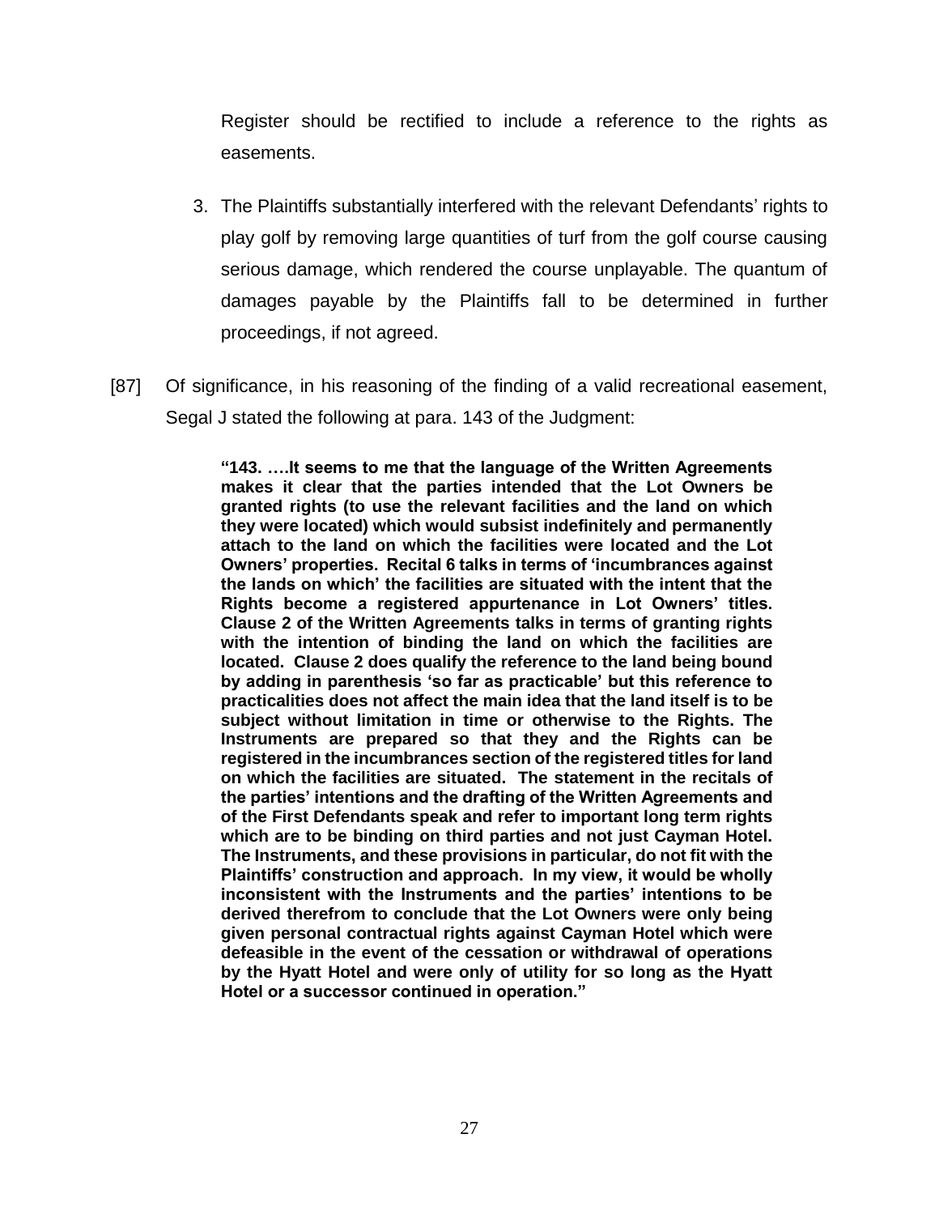Register should be rectified to include a reference to the rights as easements.

3. The Plaintiffs substantially interfered with the relevant Defendants' rights to play golf by removing large quantities of turf from the golf course causing serious damage, which rendered the course unplayable. The quantum of damages payable by the Plaintiffs fall to be determined in further proceedings, if not agreed.

[87] Of significance, in his reasoning of the finding of a valid recreational easement, Segal J stated the following at para. 143 of the Judgment:

> **"143. ….It seems to me that the language of the Written Agreements makes it clear that the parties intended that the Lot Owners be granted rights (to use the relevant facilities and the land on which they were located) which would subsist indefinitely and permanently attach to the land on which the facilities were located and the Lot Owners' properties. Recital 6 talks in terms of 'incumbrances against the lands on which' the facilities are situated with the intent that the Rights become a registered appurtenance in Lot Owners' titles. Clause 2 of the Written Agreements talks in terms of granting rights with the intention of binding the land on which the facilities are located. Clause 2 does qualify the reference to the land being bound by adding in parenthesis 'so far as practicable' but this reference to practicalities does not affect the main idea that the land itself is to be subject without limitation in time or otherwise to the Rights. The Instruments are prepared so that they and the Rights can be registered in the incumbrances section of the registered titles for land on which the facilities are situated. The statement in the recitals of the parties' intentions and the drafting of the Written Agreements and of the First Defendants speak and refer to important long term rights which are to be binding on third parties and not just Cayman Hotel. The Instruments, and these provisions in particular, do not fit with the Plaintiffs' construction and approach. In my view, it would be wholly inconsistent with the Instruments and the parties' intentions to be derived therefrom to conclude that the Lot Owners were only being given personal contractual rights against Cayman Hotel which were defeasible in the event of the cessation or withdrawal of operations by the Hyatt Hotel and were only of utility for so long as the Hyatt Hotel or a successor continued in operation."**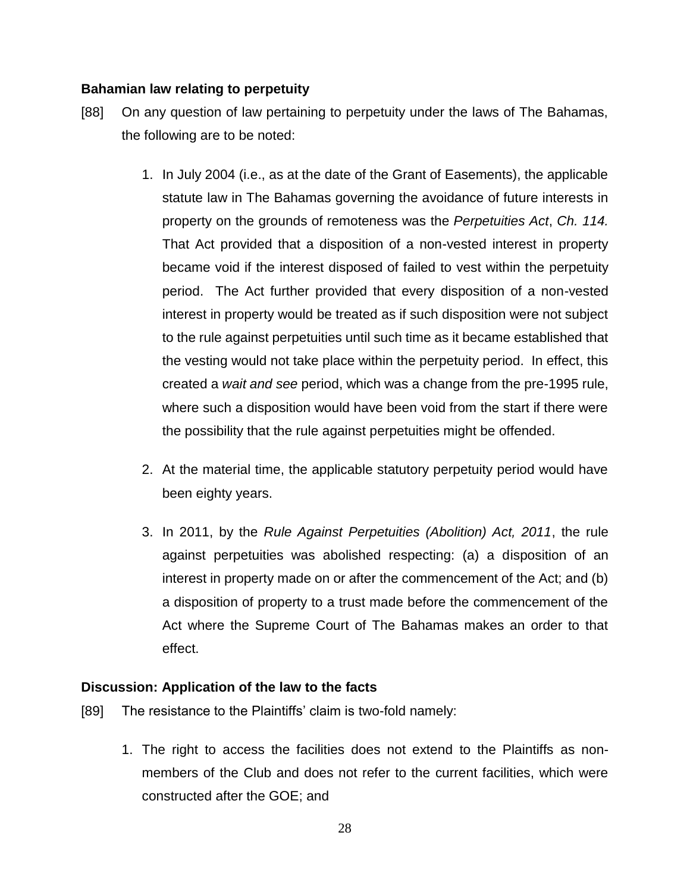**Bahamian law relating to perpetuity**

[88] On any question of law pertaining to perpetuity under the laws of The Bahamas, the following are to be noted:

1. In July 2004 (i.e., as at the date of the Grant of Easements), the applicable statute law in The Bahamas governing the avoidance of future interests in property on the grounds of remoteness was the *Perpetuities Act*, *Ch. 114.* That Act provided that a disposition of a non-vested interest in property became void if the interest disposed of failed to vest within the perpetuity period. The Act further provided that every disposition of a non-vested interest in property would be treated as if such disposition were not subject to the rule against perpetuities until such time as it became established that the vesting would not take place within the perpetuity period. In effect, this created a *wait and see* period, which was a change from the pre-1995 rule, where such a disposition would have been void from the start if there were the possibility that the rule against perpetuities might be offended.

2. At the material time, the applicable statutory perpetuity period would have been eighty years.

3. In 2011, by the *Rule Against Perpetuities (Abolition) Act, 2011*, the rule against perpetuities was abolished respecting: (a) a disposition of an interest in property made on or after the commencement of the Act; and (b) a disposition of property to a trust made before the commencement of the Act where the Supreme Court of The Bahamas makes an order to that effect.

**Discussion: Application of the law to the facts**

[89] The resistance to the Plaintiffs' claim is two-fold namely:

1. The right to access the facilities does not extend to the Plaintiffs as non-members of the Club and does not refer to the current facilities, which were constructed after the GOE; and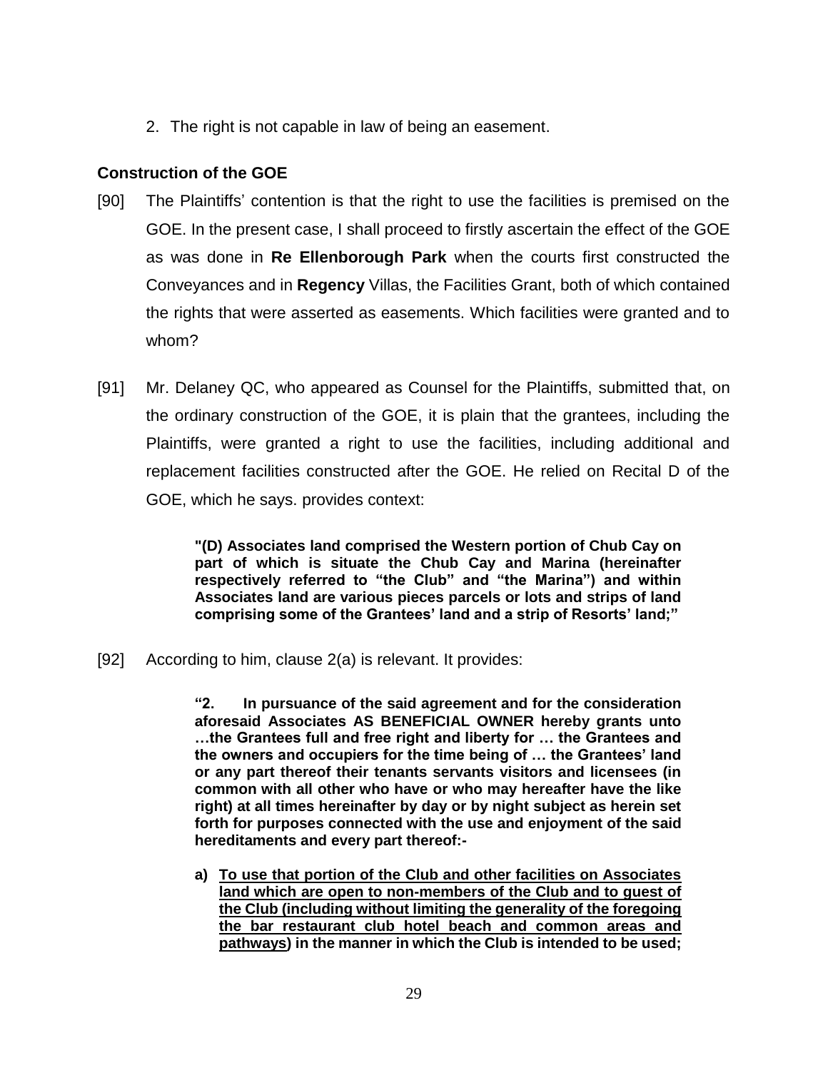2. The right is not capable in law of being an easement.

**Construction of the GOE**

[90] The Plaintiffs' contention is that the right to use the facilities is premised on the GOE. In the present case, I shall proceed to firstly ascertain the effect of the GOE as was done in **Re Ellenborough Park** when the courts first constructed the Conveyances and in **Regency** Villas, the Facilities Grant, both of which contained the rights that were asserted as easements. Which facilities were granted and to whom?

[91] Mr. Delaney QC, who appeared as Counsel for the Plaintiffs, submitted that, on the ordinary construction of the GOE, it is plain that the grantees, including the Plaintiffs, were granted a right to use the facilities, including additional and replacement facilities constructed after the GOE. He relied on Recital D of the GOE, which he says. provides context:

> **"(D) Associates land comprised the Western portion of Chub Cay on part of which is situate the Chub Cay and Marina (hereinafter respectively referred to "the Club" and "the Marina") and within Associates land are various pieces parcels or lots and strips of land comprising some of the Grantees' land and a strip of Resorts' land;"**

[92] According to him, clause 2(a) is relevant. It provides:

> **"2. In pursuance of the said agreement and for the consideration aforesaid Associates AS BENEFICIAL OWNER hereby grants unto …the Grantees full and free right and liberty for … the Grantees and the owners and occupiers for the time being of … the Grantees' land or any part thereof their tenants servants visitors and licensees (in common with all other who have or who may hereafter have the like right) at all times hereinafter by day or by night subject as herein set forth for purposes connected with the use and enjoyment of the said hereditaments and every part thereof:-**
>
> **a) <u>To use that portion of the Club and other facilities on Associates land which are open to non-members of the Club and to guest of the Club (including without limiting the generality of the foregoing the bar restaurant club hotel beach and common areas and pathways)</u> in the manner in which the Club is intended to be used;**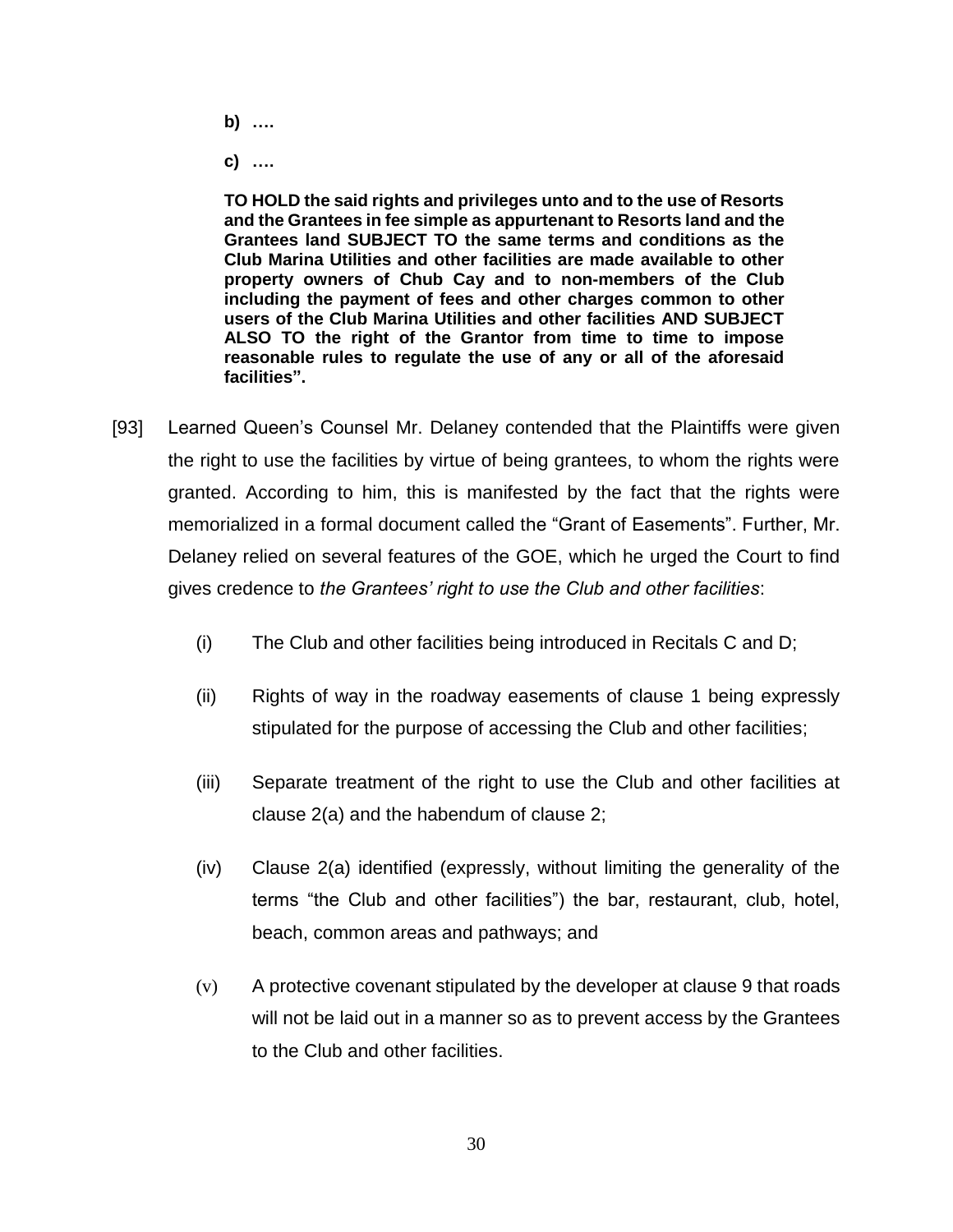> **b) ….**
>
> **c) ….**
>
> **TO HOLD the said rights and privileges unto and to the use of Resorts and the Grantees in fee simple as appurtenant to Resorts land and the Grantees land SUBJECT TO the same terms and conditions as the Club Marina Utilities and other facilities are made available to other property owners of Chub Cay and to non-members of the Club including the payment of fees and other charges common to other users of the Club Marina Utilities and other facilities AND SUBJECT ALSO TO the right of the Grantor from time to time to impose reasonable rules to regulate the use of any or all of the aforesaid facilities".**

[93] Learned Queen's Counsel Mr. Delaney contended that the Plaintiffs were given the right to use the facilities by virtue of being grantees, to whom the rights were granted. According to him, this is manifested by the fact that the rights were memorialized in a formal document called the "Grant of Easements". Further, Mr. Delaney relied on several features of the GOE, which he urged the Court to find gives credence to *the Grantees' right to use the Club and other facilities*:

(i) The Club and other facilities being introduced in Recitals C and D;

(ii) Rights of way in the roadway easements of clause 1 being expressly stipulated for the purpose of accessing the Club and other facilities;

(iii) Separate treatment of the right to use the Club and other facilities at clause 2(a) and the habendum of clause 2;

(iv) Clause 2(a) identified (expressly, without limiting the generality of the terms "the Club and other facilities") the bar, restaurant, club, hotel, beach, common areas and pathways; and

(v) A protective covenant stipulated by the developer at clause 9 that roads will not be laid out in a manner so as to prevent access by the Grantees to the Club and other facilities.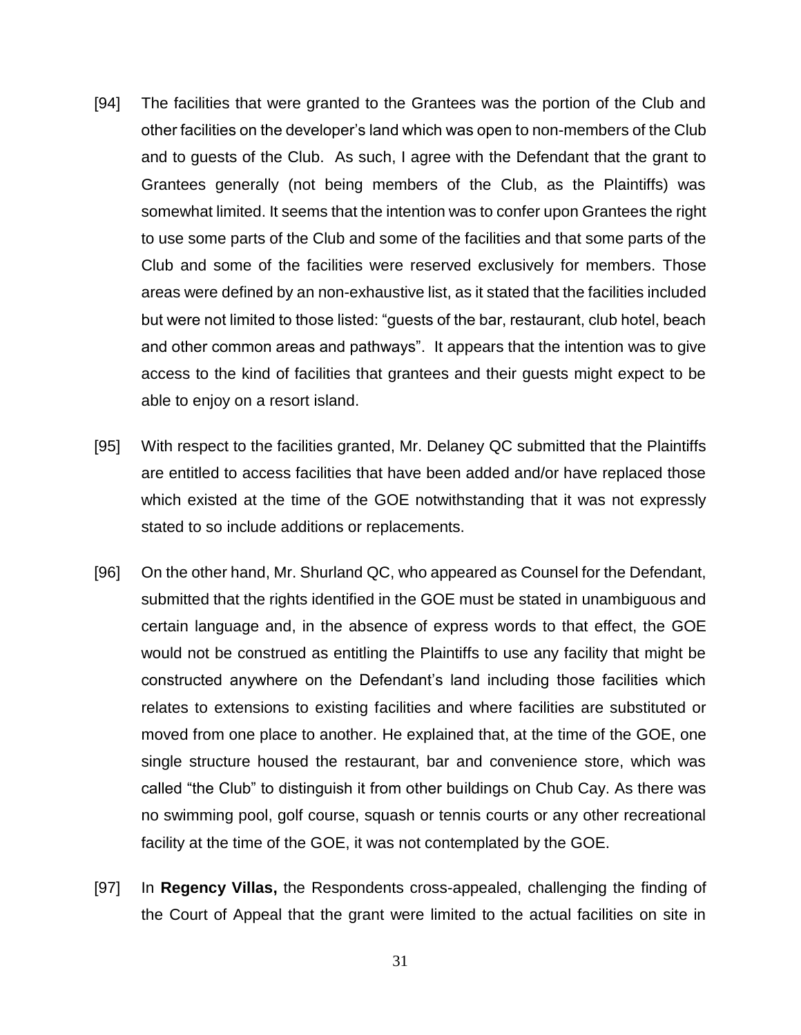[94] The facilities that were granted to the Grantees was the portion of the Club and other facilities on the developer's land which was open to non-members of the Club and to guests of the Club. As such, I agree with the Defendant that the grant to Grantees generally (not being members of the Club, as the Plaintiffs) was somewhat limited. It seems that the intention was to confer upon Grantees the right to use some parts of the Club and some of the facilities and that some parts of the Club and some of the facilities were reserved exclusively for members. Those areas were defined by an non-exhaustive list, as it stated that the facilities included but were not limited to those listed: "guests of the bar, restaurant, club hotel, beach and other common areas and pathways". It appears that the intention was to give access to the kind of facilities that grantees and their guests might expect to be able to enjoy on a resort island.

[95] With respect to the facilities granted, Mr. Delaney QC submitted that the Plaintiffs are entitled to access facilities that have been added and/or have replaced those which existed at the time of the GOE notwithstanding that it was not expressly stated to so include additions or replacements.

[96] On the other hand, Mr. Shurland QC, who appeared as Counsel for the Defendant, submitted that the rights identified in the GOE must be stated in unambiguous and certain language and, in the absence of express words to that effect, the GOE would not be construed as entitling the Plaintiffs to use any facility that might be constructed anywhere on the Defendant's land including those facilities which relates to extensions to existing facilities and where facilities are substituted or moved from one place to another. He explained that, at the time of the GOE, one single structure housed the restaurant, bar and convenience store, which was called "the Club" to distinguish it from other buildings on Chub Cay. As there was no swimming pool, golf course, squash or tennis courts or any other recreational facility at the time of the GOE, it was not contemplated by the GOE.

[97] In **Regency Villas,** the Respondents cross-appealed, challenging the finding of the Court of Appeal that the grant were limited to the actual facilities on site in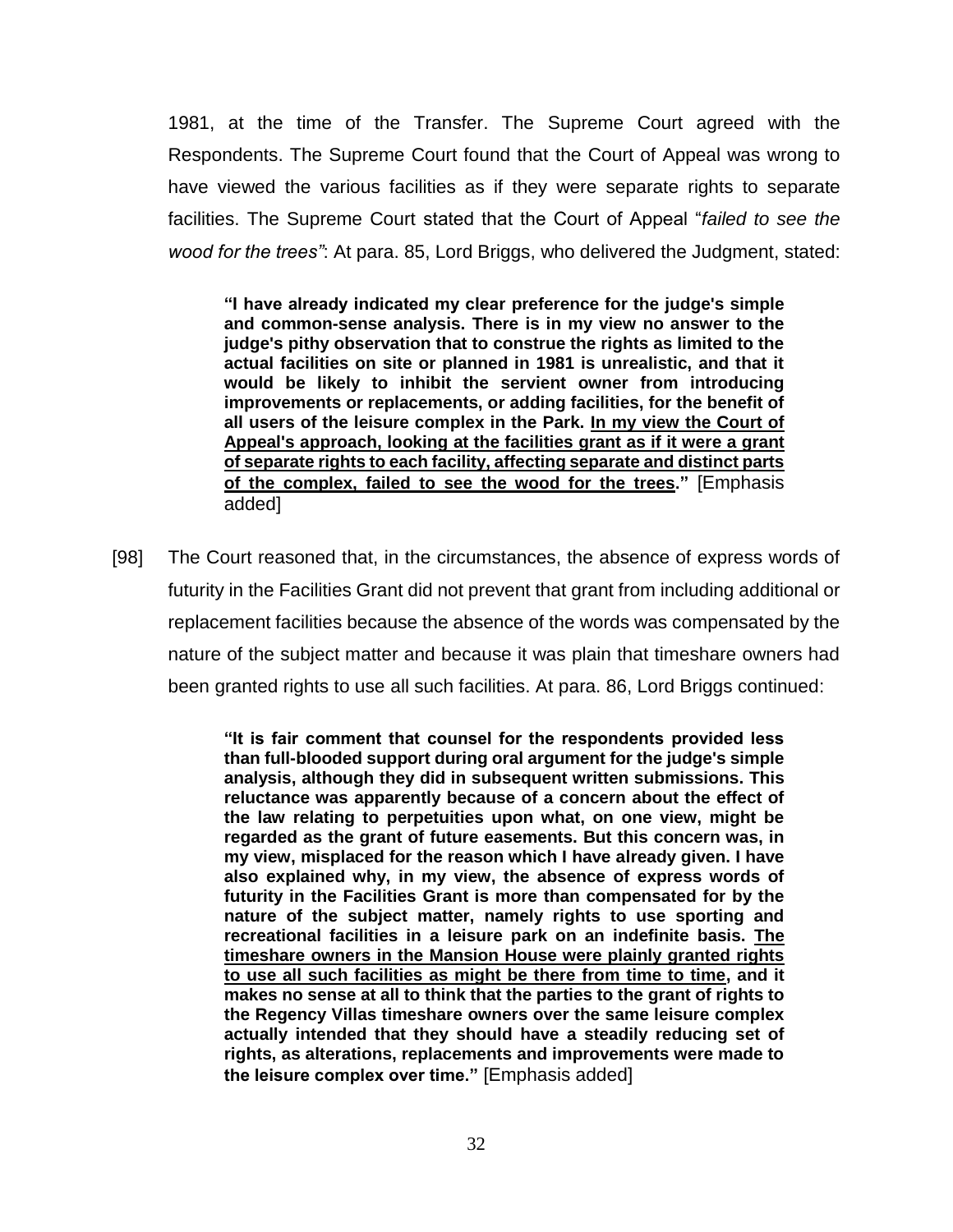1981, at the time of the Transfer. The Supreme Court agreed with the Respondents. The Supreme Court found that the Court of Appeal was wrong to have viewed the various facilities as if they were separate rights to separate facilities. The Supreme Court stated that the Court of Appeal "*failed to see the wood for the trees"*: At para. 85, Lord Briggs, who delivered the Judgment, stated:

> **"I have already indicated my clear preference for the judge's simple and common-sense analysis. There is in my view no answer to the judge's pithy observation that to construe the rights as limited to the actual facilities on site or planned in 1981 is unrealistic, and that it would be likely to inhibit the servient owner from introducing improvements or replacements, or adding facilities, for the benefit of all users of the leisure complex in the Park. <u>In my view the Court of Appeal's approach, looking at the facilities grant as if it were a grant of separate rights to each facility, affecting separate and distinct parts of the complex, failed to see the wood for the trees</u>."** [Emphasis added]

[98] The Court reasoned that, in the circumstances, the absence of express words of futurity in the Facilities Grant did not prevent that grant from including additional or replacement facilities because the absence of the words was compensated by the nature of the subject matter and because it was plain that timeshare owners had been granted rights to use all such facilities. At para. 86, Lord Briggs continued:

> **"It is fair comment that counsel for the respondents provided less than full-blooded support during oral argument for the judge's simple analysis, although they did in subsequent written submissions. This reluctance was apparently because of a concern about the effect of the law relating to perpetuities upon what, on one view, might be regarded as the grant of future easements. But this concern was, in my view, misplaced for the reason which I have already given. I have also explained why, in my view, the absence of express words of futurity in the Facilities Grant is more than compensated for by the nature of the subject matter, namely rights to use sporting and recreational facilities in a leisure park on an indefinite basis. <u>The timeshare owners in the Mansion House were plainly granted rights to use all such facilities as might be there from time to time</u>, and it makes no sense at all to think that the parties to the grant of rights to the Regency Villas timeshare owners over the same leisure complex actually intended that they should have a steadily reducing set of rights, as alterations, replacements and improvements were made to the leisure complex over time."** [Emphasis added]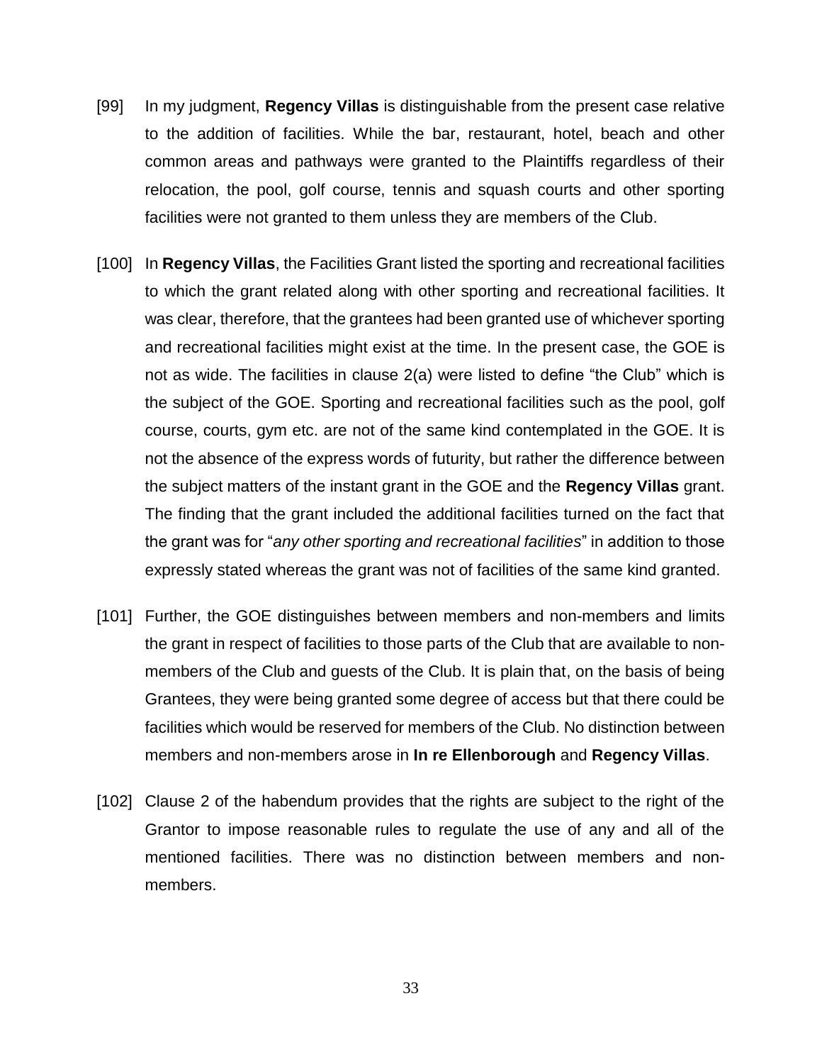[99] In my judgment, **Regency Villas** is distinguishable from the present case relative to the addition of facilities. While the bar, restaurant, hotel, beach and other common areas and pathways were granted to the Plaintiffs regardless of their relocation, the pool, golf course, tennis and squash courts and other sporting facilities were not granted to them unless they are members of the Club.

[100] In **Regency Villas**, the Facilities Grant listed the sporting and recreational facilities to which the grant related along with other sporting and recreational facilities. It was clear, therefore, that the grantees had been granted use of whichever sporting and recreational facilities might exist at the time. In the present case, the GOE is not as wide. The facilities in clause 2(a) were listed to define "the Club" which is the subject of the GOE. Sporting and recreational facilities such as the pool, golf course, courts, gym etc. are not of the same kind contemplated in the GOE. It is not the absence of the express words of futurity, but rather the difference between the subject matters of the instant grant in the GOE and the **Regency Villas** grant. The finding that the grant included the additional facilities turned on the fact that the grant was for "*any other sporting and recreational facilities*" in addition to those expressly stated whereas the grant was not of facilities of the same kind granted.

[101] Further, the GOE distinguishes between members and non-members and limits the grant in respect of facilities to those parts of the Club that are available to non-members of the Club and guests of the Club. It is plain that, on the basis of being Grantees, they were being granted some degree of access but that there could be facilities which would be reserved for members of the Club. No distinction between members and non-members arose in **In re Ellenborough** and **Regency Villas**.

[102] Clause 2 of the habendum provides that the rights are subject to the right of the Grantor to impose reasonable rules to regulate the use of any and all of the mentioned facilities. There was no distinction between members and non-members.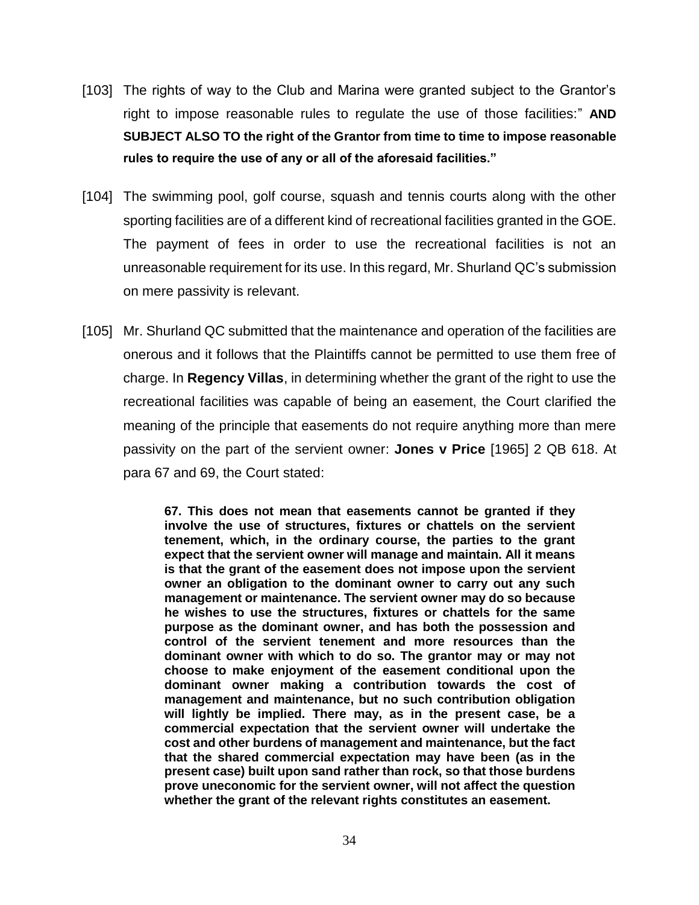[103] The rights of way to the Club and Marina were granted subject to the Grantor's right to impose reasonable rules to regulate the use of those facilities:" **AND SUBJECT ALSO TO the right of the Grantor from time to time to impose reasonable rules to require the use of any or all of the aforesaid facilities."**

[104] The swimming pool, golf course, squash and tennis courts along with the other sporting facilities are of a different kind of recreational facilities granted in the GOE. The payment of fees in order to use the recreational facilities is not an unreasonable requirement for its use. In this regard, Mr. Shurland QC's submission on mere passivity is relevant.

[105] Mr. Shurland QC submitted that the maintenance and operation of the facilities are onerous and it follows that the Plaintiffs cannot be permitted to use them free of charge. In **Regency Villas**, in determining whether the grant of the right to use the recreational facilities was capable of being an easement, the Court clarified the meaning of the principle that easements do not require anything more than mere passivity on the part of the servient owner: **Jones v Price** [1965] 2 QB 618. At para 67 and 69, the Court stated:

> **67. This does not mean that easements cannot be granted if they involve the use of structures, fixtures or chattels on the servient tenement, which, in the ordinary course, the parties to the grant expect that the servient owner will manage and maintain. All it means is that the grant of the easement does not impose upon the servient owner an obligation to the dominant owner to carry out any such management or maintenance. The servient owner may do so because he wishes to use the structures, fixtures or chattels for the same purpose as the dominant owner, and has both the possession and control of the servient tenement and more resources than the dominant owner with which to do so. The grantor may or may not choose to make enjoyment of the easement conditional upon the dominant owner making a contribution towards the cost of management and maintenance, but no such contribution obligation will lightly be implied. There may, as in the present case, be a commercial expectation that the servient owner will undertake the cost and other burdens of management and maintenance, but the fact that the shared commercial expectation may have been (as in the present case) built upon sand rather than rock, so that those burdens prove uneconomic for the servient owner, will not affect the question whether the grant of the relevant rights constitutes an easement.**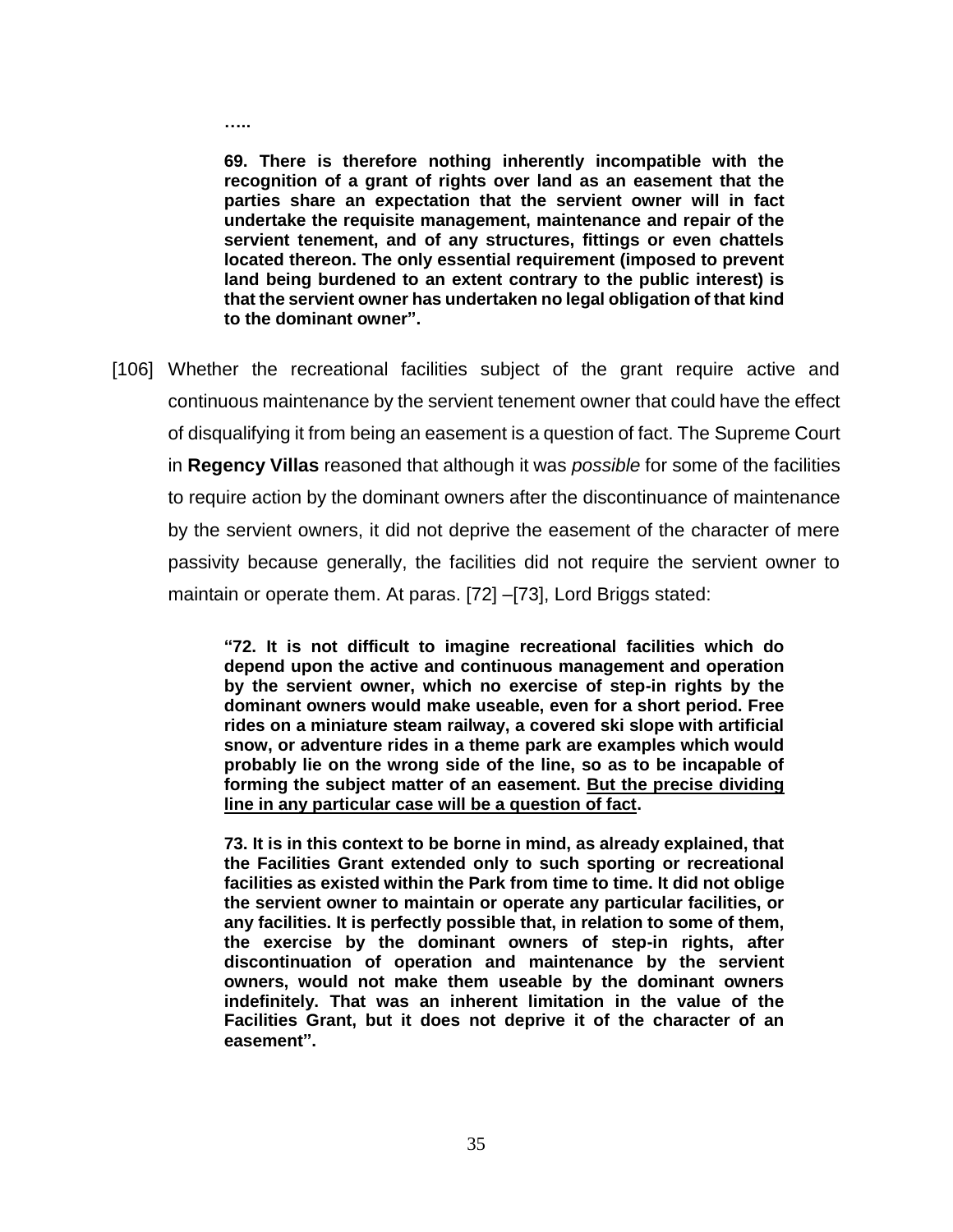**…..**

> **69. There is therefore nothing inherently incompatible with the recognition of a grant of rights over land as an easement that the parties share an expectation that the servient owner will in fact undertake the requisite management, maintenance and repair of the servient tenement, and of any structures, fittings or even chattels located thereon. The only essential requirement (imposed to prevent land being burdened to an extent contrary to the public interest) is that the servient owner has undertaken no legal obligation of that kind to the dominant owner".**

[106] Whether the recreational facilities subject of the grant require active and continuous maintenance by the servient tenement owner that could have the effect of disqualifying it from being an easement is a question of fact. The Supreme Court in **Regency Villas** reasoned that although it was *possible* for some of the facilities to require action by the dominant owners after the discontinuance of maintenance by the servient owners, it did not deprive the easement of the character of mere passivity because generally, the facilities did not require the servient owner to maintain or operate them. At paras. [72] –[73], Lord Briggs stated:

> **"72. It is not difficult to imagine recreational facilities which do depend upon the active and continuous management and operation by the servient owner, which no exercise of step-in rights by the dominant owners would make useable, even for a short period. Free rides on a miniature steam railway, a covered ski slope with artificial snow, or adventure rides in a theme park are examples which would probably lie on the wrong side of the line, so as to be incapable of forming the subject matter of an easement. <u>But the precise dividing line in any particular case will be a question of fact</u>.**
>
> **73. It is in this context to be borne in mind, as already explained, that the Facilities Grant extended only to such sporting or recreational facilities as existed within the Park from time to time. It did not oblige the servient owner to maintain or operate any particular facilities, or any facilities. It is perfectly possible that, in relation to some of them, the exercise by the dominant owners of step-in rights, after discontinuation of operation and maintenance by the servient owners, would not make them useable by the dominant owners indefinitely. That was an inherent limitation in the value of the Facilities Grant, but it does not deprive it of the character of an easement".**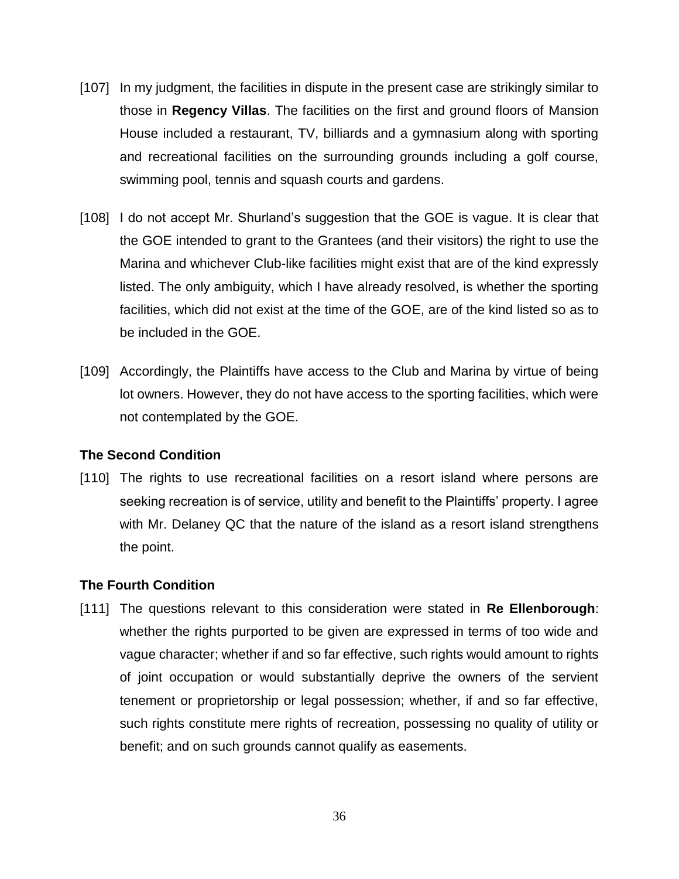[107] In my judgment, the facilities in dispute in the present case are strikingly similar to those in **Regency Villas**. The facilities on the first and ground floors of Mansion House included a restaurant, TV, billiards and a gymnasium along with sporting and recreational facilities on the surrounding grounds including a golf course, swimming pool, tennis and squash courts and gardens.

[108] I do not accept Mr. Shurland's suggestion that the GOE is vague. It is clear that the GOE intended to grant to the Grantees (and their visitors) the right to use the Marina and whichever Club-like facilities might exist that are of the kind expressly listed. The only ambiguity, which I have already resolved, is whether the sporting facilities, which did not exist at the time of the GOE, are of the kind listed so as to be included in the GOE.

[109] Accordingly, the Plaintiffs have access to the Club and Marina by virtue of being lot owners. However, they do not have access to the sporting facilities, which were not contemplated by the GOE.

### The Second Condition

[110] The rights to use recreational facilities on a resort island where persons are seeking recreation is of service, utility and benefit to the Plaintiffs' property. I agree with Mr. Delaney QC that the nature of the island as a resort island strengthens the point.

### The Fourth Condition

[111] The questions relevant to this consideration were stated in **Re Ellenborough**: whether the rights purported to be given are expressed in terms of too wide and vague character; whether if and so far effective, such rights would amount to rights of joint occupation or would substantially deprive the owners of the servient tenement or proprietorship or legal possession; whether, if and so far effective, such rights constitute mere rights of recreation, possessing no quality of utility or benefit; and on such grounds cannot qualify as easements.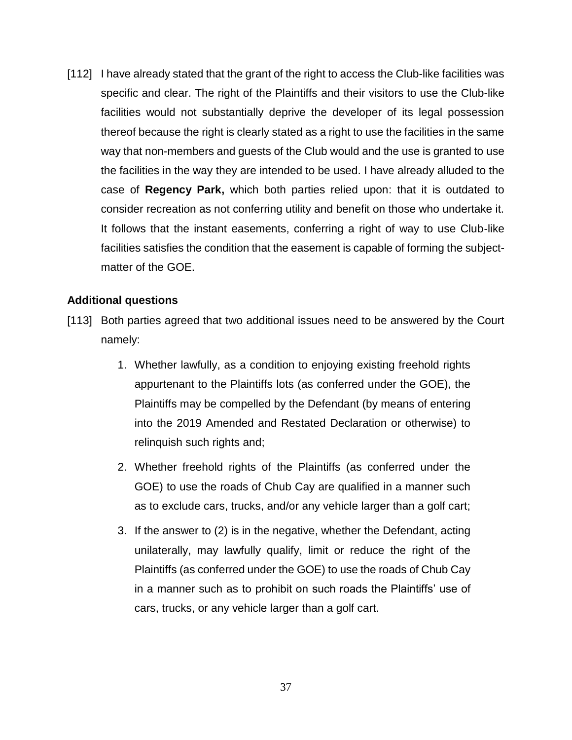[112] I have already stated that the grant of the right to access the Club-like facilities was specific and clear. The right of the Plaintiffs and their visitors to use the Club-like facilities would not substantially deprive the developer of its legal possession thereof because the right is clearly stated as a right to use the facilities in the same way that non-members and guests of the Club would and the use is granted to use the facilities in the way they are intended to be used. I have already alluded to the case of **Regency Park,** which both parties relied upon: that it is outdated to consider recreation as not conferring utility and benefit on those who undertake it. It follows that the instant easements, conferring a right of way to use Club-like facilities satisfies the condition that the easement is capable of forming the subject-matter of the GOE.

**Additional questions**

[113] Both parties agreed that two additional issues need to be answered by the Court namely:

1. Whether lawfully, as a condition to enjoying existing freehold rights appurtenant to the Plaintiffs lots (as conferred under the GOE), the Plaintiffs may be compelled by the Defendant (by means of entering into the 2019 Amended and Restated Declaration or otherwise) to relinquish such rights and;
2. Whether freehold rights of the Plaintiffs (as conferred under the GOE) to use the roads of Chub Cay are qualified in a manner such as to exclude cars, trucks, and/or any vehicle larger than a golf cart;
3. If the answer to (2) is in the negative, whether the Defendant, acting unilaterally, may lawfully qualify, limit or reduce the right of the Plaintiffs (as conferred under the GOE) to use the roads of Chub Cay in a manner such as to prohibit on such roads the Plaintiffs' use of cars, trucks, or any vehicle larger than a golf cart.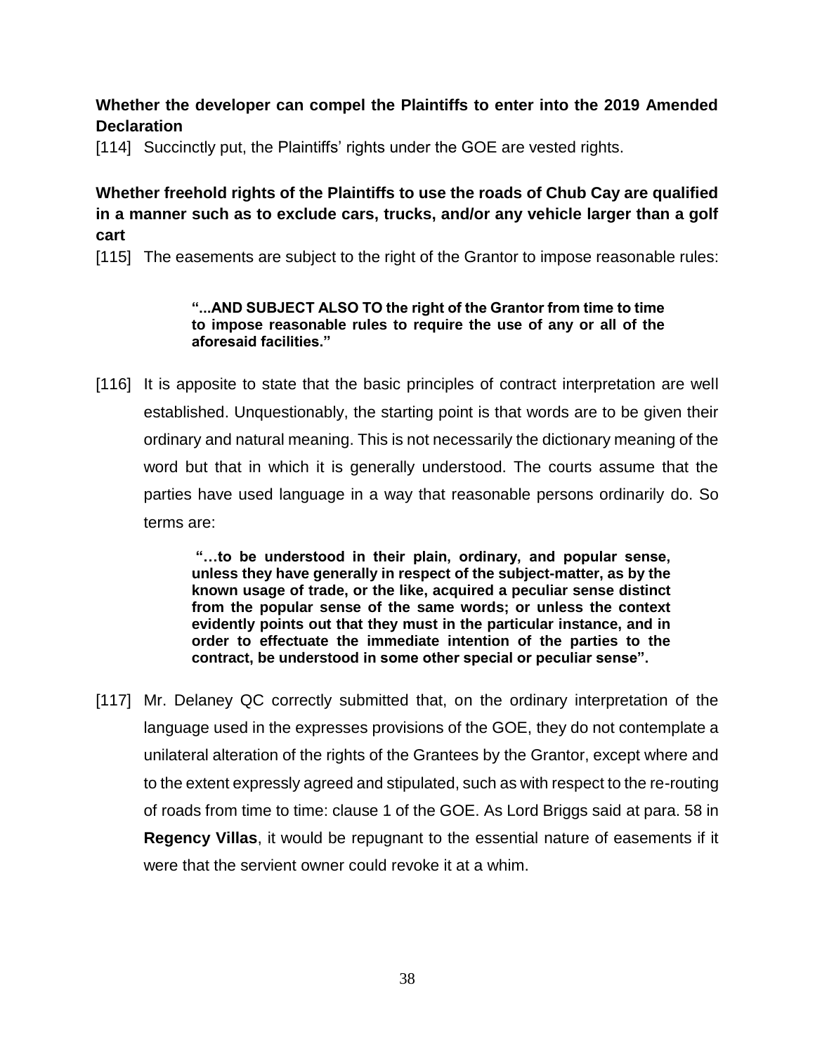**Whether the developer can compel the Plaintiffs to enter into the 2019 Amended Declaration**

[114] Succinctly put, the Plaintiffs' rights under the GOE are vested rights.

**Whether freehold rights of the Plaintiffs to use the roads of Chub Cay are qualified in a manner such as to exclude cars, trucks, and/or any vehicle larger than a golf cart**

[115] The easements are subject to the right of the Grantor to impose reasonable rules:

> **"...AND SUBJECT ALSO TO the right of the Grantor from time to time to impose reasonable rules to require the use of any or all of the aforesaid facilities."**

[116] It is apposite to state that the basic principles of contract interpretation are well established. Unquestionably, the starting point is that words are to be given their ordinary and natural meaning. This is not necessarily the dictionary meaning of the word but that in which it is generally understood. The courts assume that the parties have used language in a way that reasonable persons ordinarily do. So terms are:

> **"…to be understood in their plain, ordinary, and popular sense, unless they have generally in respect of the subject-matter, as by the known usage of trade, or the like, acquired a peculiar sense distinct from the popular sense of the same words; or unless the context evidently points out that they must in the particular instance, and in order to effectuate the immediate intention of the parties to the contract, be understood in some other special or peculiar sense".**

[117] Mr. Delaney QC correctly submitted that, on the ordinary interpretation of the language used in the expresses provisions of the GOE, they do not contemplate a unilateral alteration of the rights of the Grantees by the Grantor, except where and to the extent expressly agreed and stipulated, such as with respect to the re-routing of roads from time to time: clause 1 of the GOE. As Lord Briggs said at para. 58 in **Regency Villas**, it would be repugnant to the essential nature of easements if it were that the servient owner could revoke it at a whim.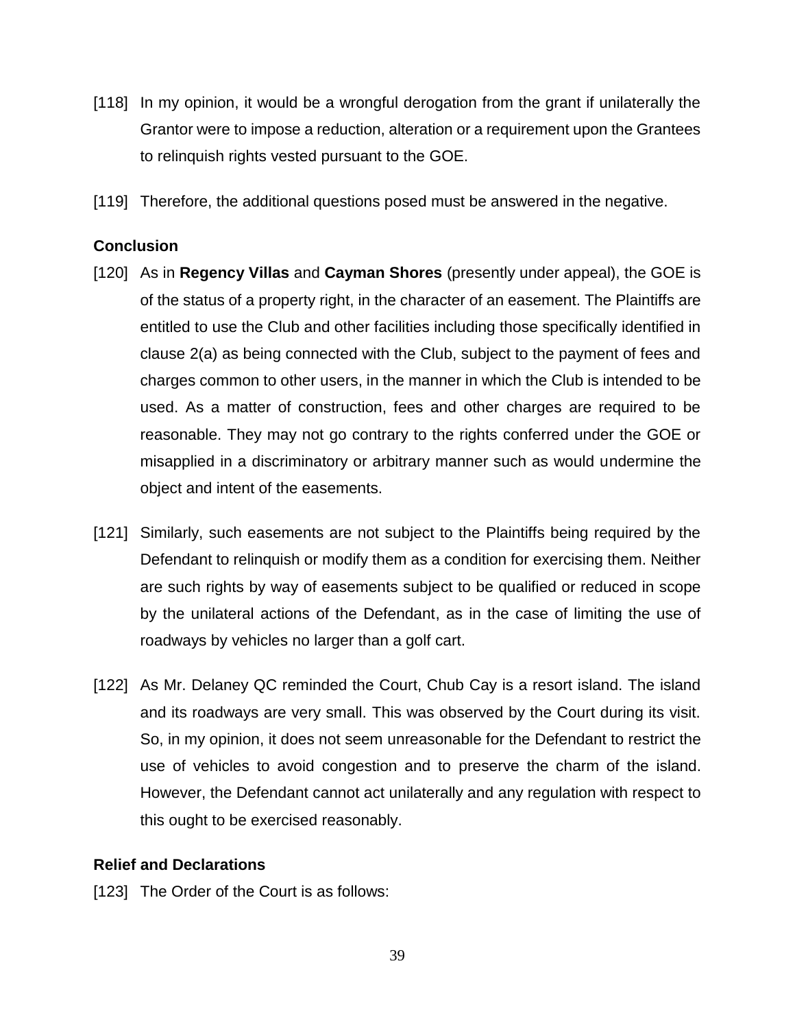[118] In my opinion, it would be a wrongful derogation from the grant if unilaterally the Grantor were to impose a reduction, alteration or a requirement upon the Grantees to relinquish rights vested pursuant to the GOE.

[119] Therefore, the additional questions posed must be answered in the negative.

**Conclusion**

[120] As in **Regency Villas** and **Cayman Shores** (presently under appeal), the GOE is of the status of a property right, in the character of an easement. The Plaintiffs are entitled to use the Club and other facilities including those specifically identified in clause 2(a) as being connected with the Club, subject to the payment of fees and charges common to other users, in the manner in which the Club is intended to be used. As a matter of construction, fees and other charges are required to be reasonable. They may not go contrary to the rights conferred under the GOE or misapplied in a discriminatory or arbitrary manner such as would undermine the object and intent of the easements.

[121] Similarly, such easements are not subject to the Plaintiffs being required by the Defendant to relinquish or modify them as a condition for exercising them. Neither are such rights by way of easements subject to be qualified or reduced in scope by the unilateral actions of the Defendant, as in the case of limiting the use of roadways by vehicles no larger than a golf cart.

[122] As Mr. Delaney QC reminded the Court, Chub Cay is a resort island. The island and its roadways are very small. This was observed by the Court during its visit. So, in my opinion, it does not seem unreasonable for the Defendant to restrict the use of vehicles to avoid congestion and to preserve the charm of the island. However, the Defendant cannot act unilaterally and any regulation with respect to this ought to be exercised reasonably.

**Relief and Declarations**

[123] The Order of the Court is as follows: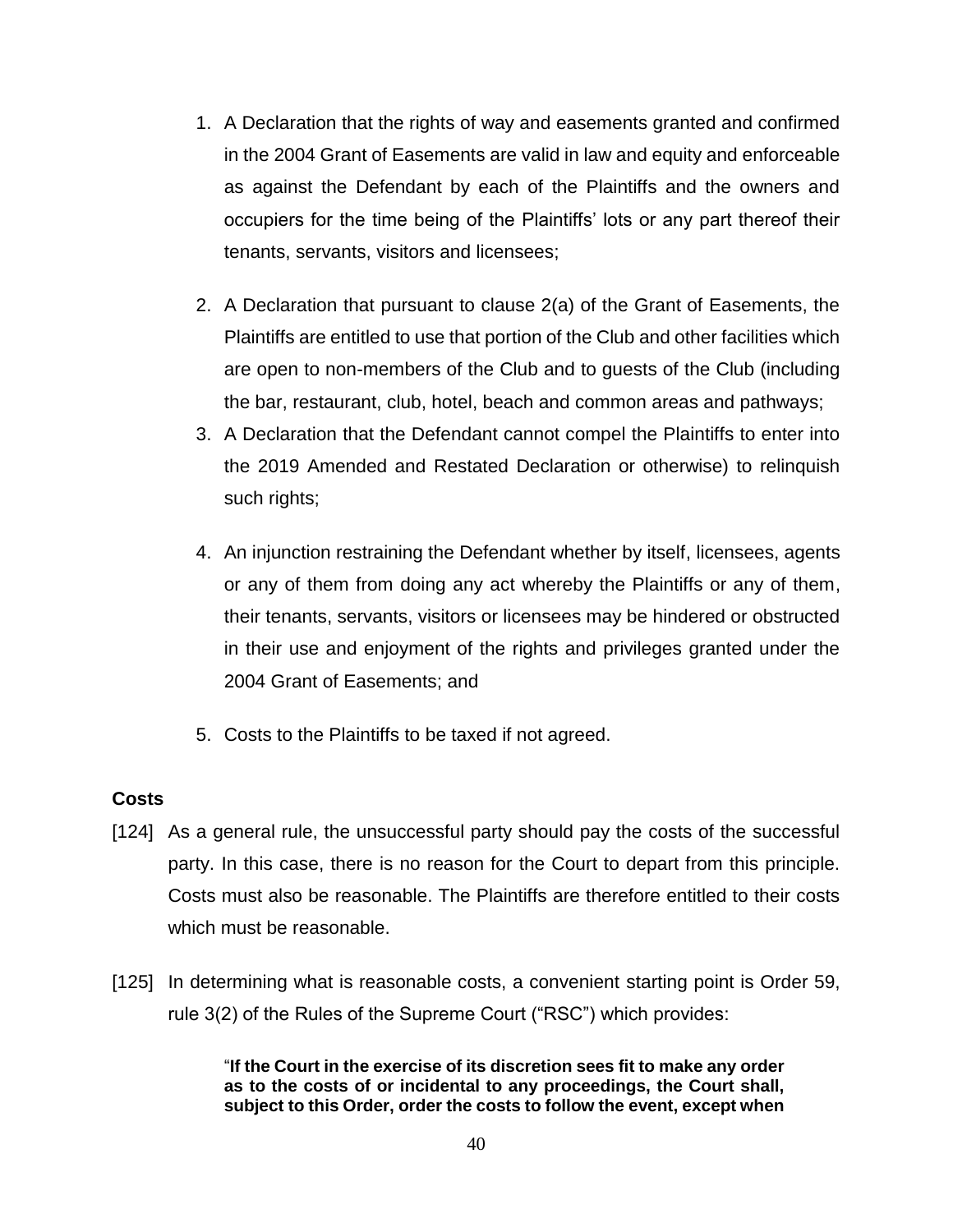1. A Declaration that the rights of way and easements granted and confirmed in the 2004 Grant of Easements are valid in law and equity and enforceable as against the Defendant by each of the Plaintiffs and the owners and occupiers for the time being of the Plaintiffs' lots or any part thereof their tenants, servants, visitors and licensees;

2. A Declaration that pursuant to clause 2(a) of the Grant of Easements, the Plaintiffs are entitled to use that portion of the Club and other facilities which are open to non-members of the Club and to guests of the Club (including the bar, restaurant, club, hotel, beach and common areas and pathways;

3. A Declaration that the Defendant cannot compel the Plaintiffs to enter into the 2019 Amended and Restated Declaration or otherwise) to relinquish such rights;

4. An injunction restraining the Defendant whether by itself, licensees, agents or any of them from doing any act whereby the Plaintiffs or any of them, their tenants, servants, visitors or licensees may be hindered or obstructed in their use and enjoyment of the rights and privileges granted under the 2004 Grant of Easements; and

5. Costs to the Plaintiffs to be taxed if not agreed.

**Costs**

[124] As a general rule, the unsuccessful party should pay the costs of the successful party. In this case, there is no reason for the Court to depart from this principle. Costs must also be reasonable. The Plaintiffs are therefore entitled to their costs which must be reasonable.

[125] In determining what is reasonable costs, a convenient starting point is Order 59, rule 3(2) of the Rules of the Supreme Court ("RSC") which provides:

> "**If the Court in the exercise of its discretion sees fit to make any order as to the costs of or incidental to any proceedings, the Court shall, subject to this Order, order the costs to follow the event, except when**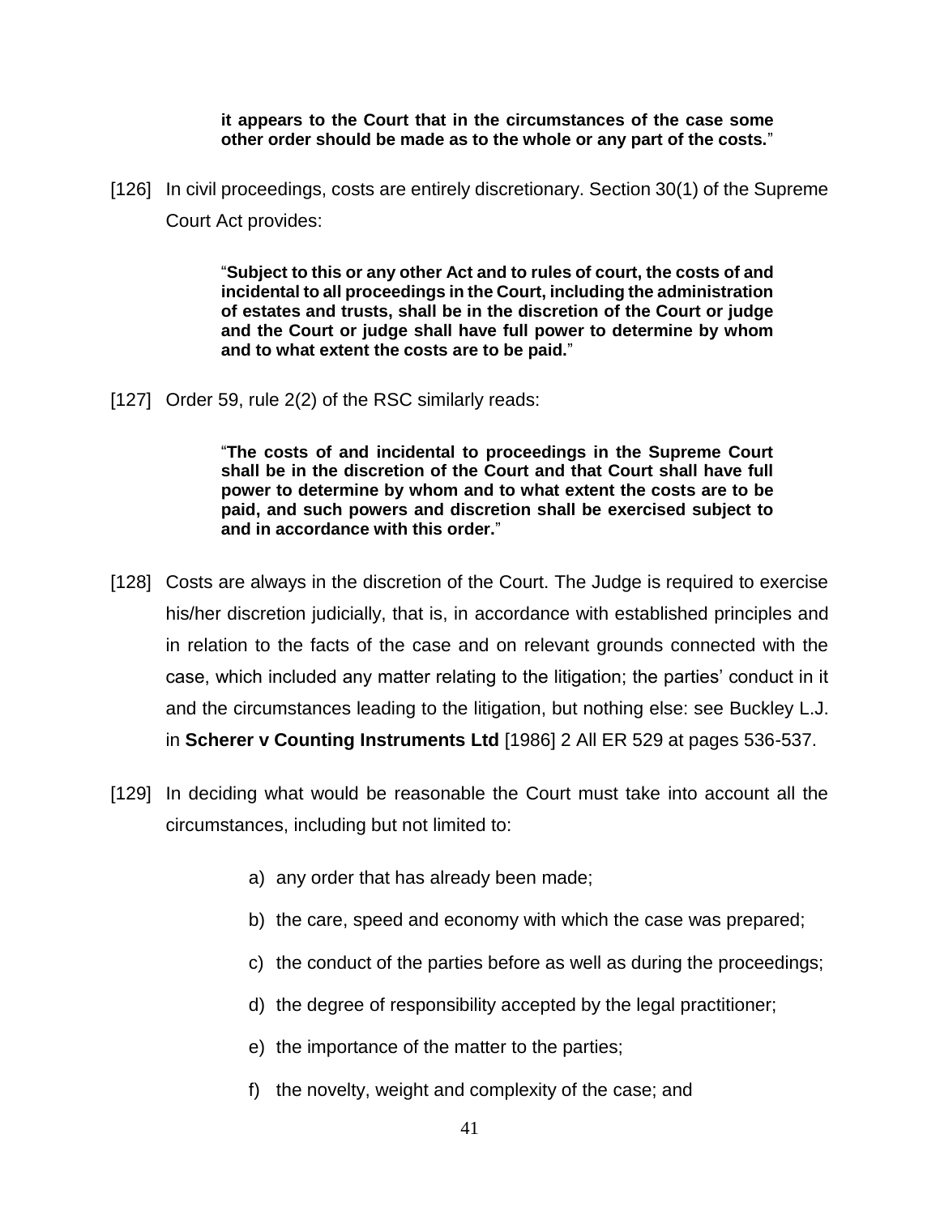> **it appears to the Court that in the circumstances of the case some other order should be made as to the whole or any part of the costs.**"

[126] In civil proceedings, costs are entirely discretionary. Section 30(1) of the Supreme Court Act provides:

> "**Subject to this or any other Act and to rules of court, the costs of and incidental to all proceedings in the Court, including the administration of estates and trusts, shall be in the discretion of the Court or judge and the Court or judge shall have full power to determine by whom and to what extent the costs are to be paid.**"

[127] Order 59, rule 2(2) of the RSC similarly reads:

> "**The costs of and incidental to proceedings in the Supreme Court shall be in the discretion of the Court and that Court shall have full power to determine by whom and to what extent the costs are to be paid, and such powers and discretion shall be exercised subject to and in accordance with this order.**"

[128] Costs are always in the discretion of the Court. The Judge is required to exercise his/her discretion judicially, that is, in accordance with established principles and in relation to the facts of the case and on relevant grounds connected with the case, which included any matter relating to the litigation; the parties' conduct in it and the circumstances leading to the litigation, but nothing else: see Buckley L.J. in **Scherer v Counting Instruments Ltd** [1986] 2 All ER 529 at pages 536-537.

[129] In deciding what would be reasonable the Court must take into account all the circumstances, including but not limited to:

a) any order that has already been made;

b) the care, speed and economy with which the case was prepared;

c) the conduct of the parties before as well as during the proceedings;

d) the degree of responsibility accepted by the legal practitioner;

e) the importance of the matter to the parties;

f) the novelty, weight and complexity of the case; and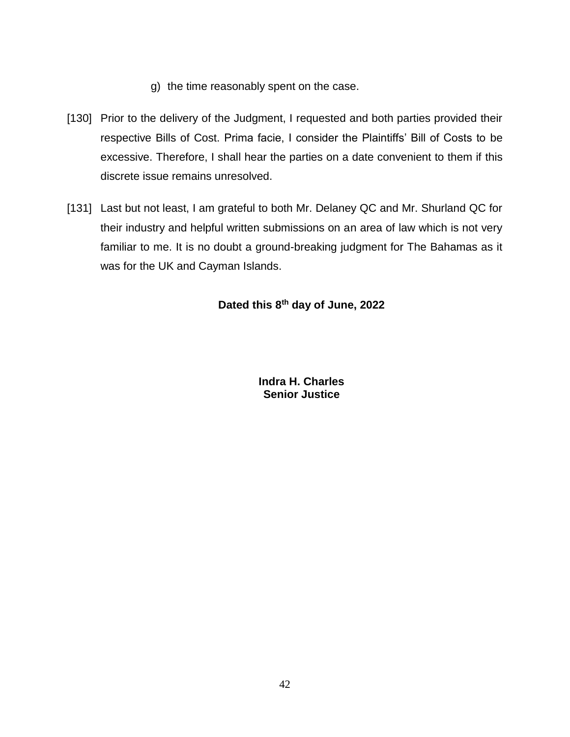g) the time reasonably spent on the case.

[130] Prior to the delivery of the Judgment, I requested and both parties provided their respective Bills of Cost. Prima facie, I consider the Plaintiffs' Bill of Costs to be excessive. Therefore, I shall hear the parties on a date convenient to them if this discrete issue remains unresolved.

[131] Last but not least, I am grateful to both Mr. Delaney QC and Mr. Shurland QC for their industry and helpful written submissions on an area of law which is not very familiar to me. It is no doubt a ground-breaking judgment for The Bahamas as it was for the UK and Cayman Islands.

**Dated this 8th day of June, 2022**

**Indra H. Charles**
**Senior Justice**